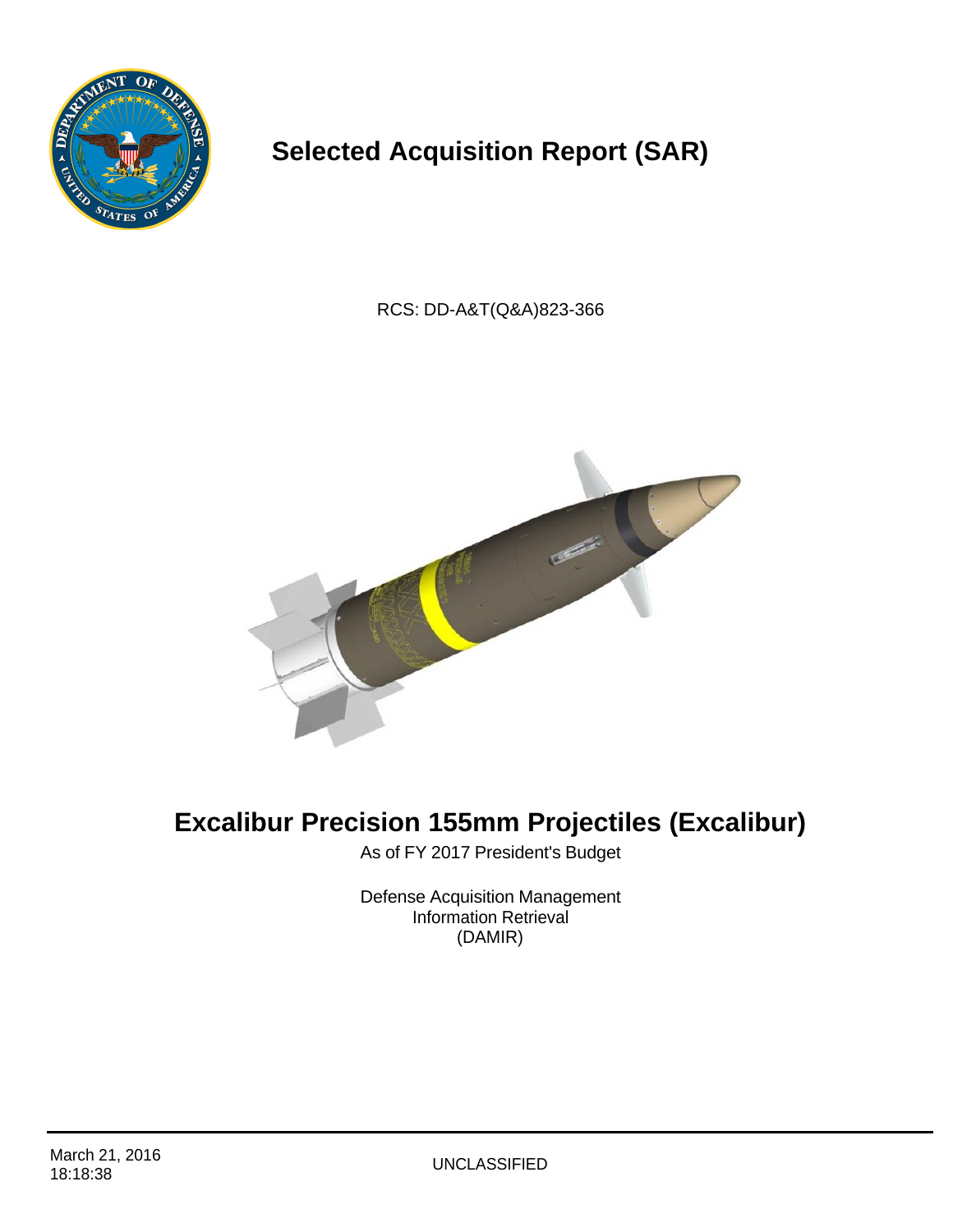# Selected Acquisition Report (SAR)

RCS: DD-A&T(Q&A)823-366

# Excalibur Precision 155mm Projectiles (Excalibur)

As of FY 2017 President's Budget

Defense Acquisition Management
Information Retrieval
(DAMIR)

March 21, 2016
18:18:38

UNCLASSIFIED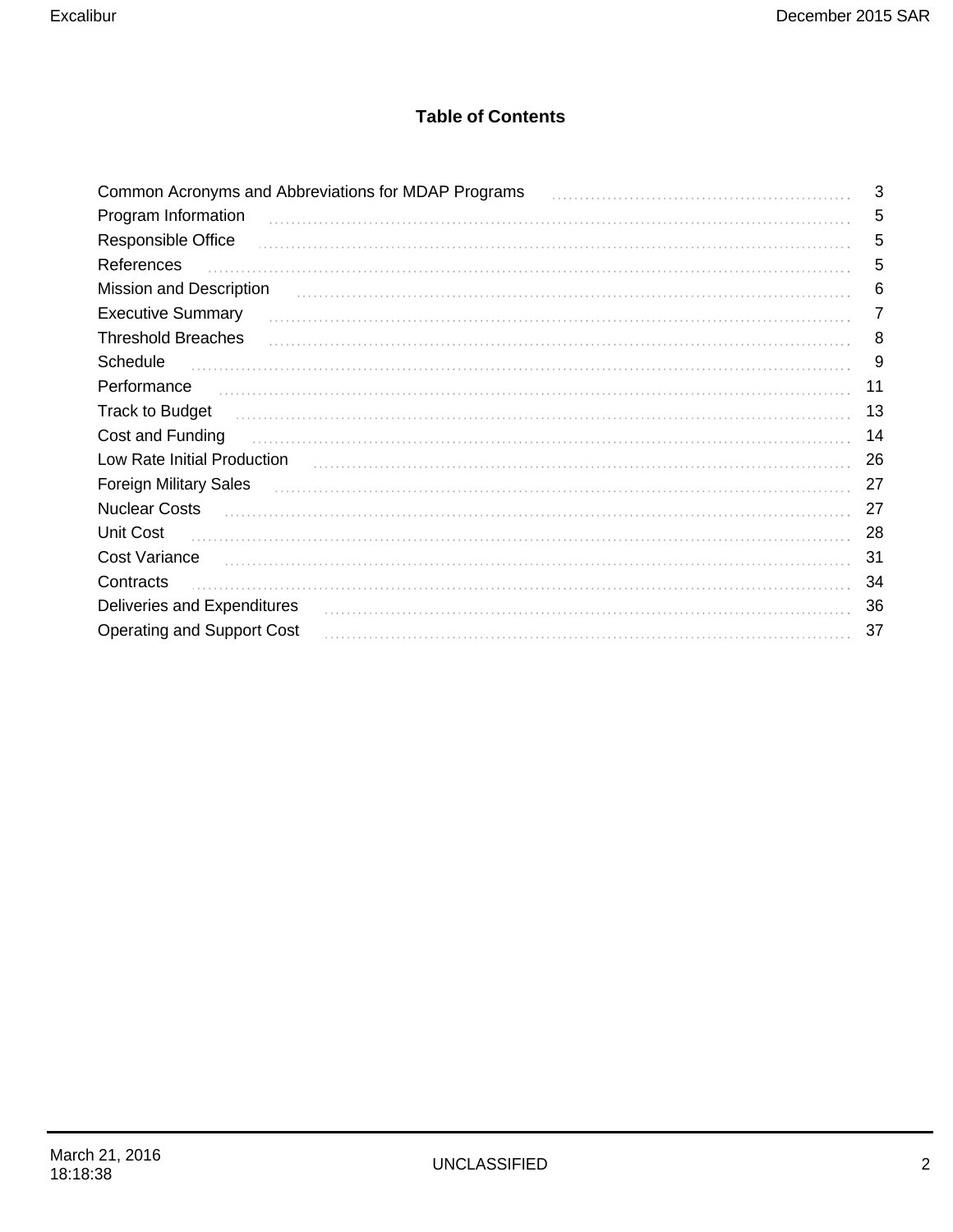# Table of Contents

| | |
|---|---|
| Common Acronyms and Abbreviations for MDAP Programs | 3 |
| Program Information | 5 |
| Responsible Office | 5 |
| References | 5 |
| Mission and Description | 6 |
| Executive Summary | 7 |
| Threshold Breaches | 8 |
| Schedule | 9 |
| Performance | 11 |
| Track to Budget | 13 |
| Cost and Funding | 14 |
| Low Rate Initial Production | 26 |
| Foreign Military Sales | 27 |
| Nuclear Costs | 27 |
| Unit Cost | 28 |
| Cost Variance | 31 |
| Contracts | 34 |
| Deliveries and Expenditures | 36 |
| Operating and Support Cost | 37 |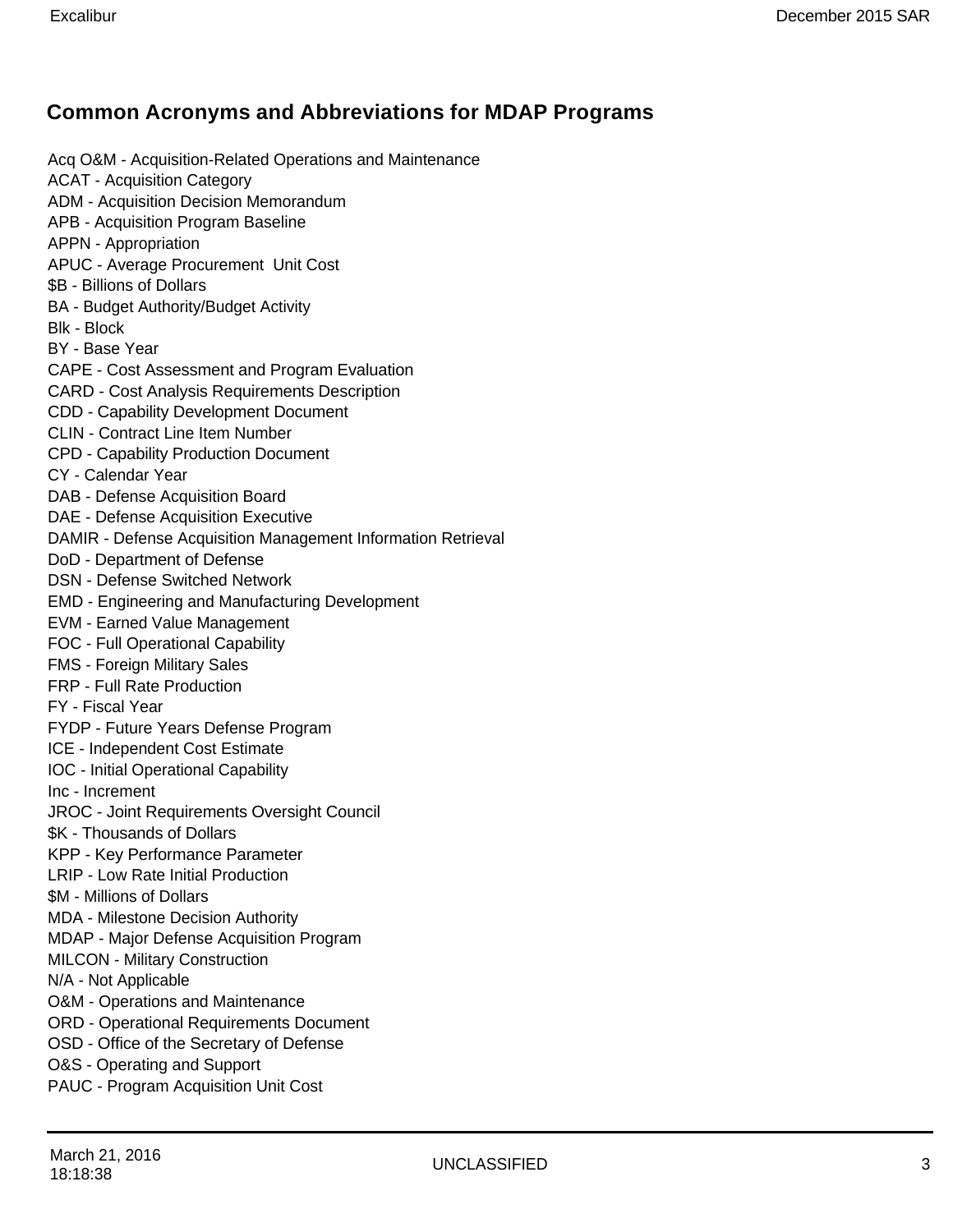## Common Acronyms and Abbreviations for MDAP Programs

Acq O&M - Acquisition-Related Operations and Maintenance
ACAT - Acquisition Category
ADM - Acquisition Decision Memorandum
APB - Acquisition Program Baseline
APPN - Appropriation
APUC - Average Procurement Unit Cost
$B - Billions of Dollars
BA - Budget Authority/Budget Activity
Blk - Block
BY - Base Year
CAPE - Cost Assessment and Program Evaluation
CARD - Cost Analysis Requirements Description
CDD - Capability Development Document
CLIN - Contract Line Item Number
CPD - Capability Production Document
CY - Calendar Year
DAB - Defense Acquisition Board
DAE - Defense Acquisition Executive
DAMIR - Defense Acquisition Management Information Retrieval
DoD - Department of Defense
DSN - Defense Switched Network
EMD - Engineering and Manufacturing Development
EVM - Earned Value Management
FOC - Full Operational Capability
FMS - Foreign Military Sales
FRP - Full Rate Production
FY - Fiscal Year
FYDP - Future Years Defense Program
ICE - Independent Cost Estimate
IOC - Initial Operational Capability
Inc - Increment
JROC - Joint Requirements Oversight Council
$K - Thousands of Dollars
KPP - Key Performance Parameter
LRIP - Low Rate Initial Production
$M - Millions of Dollars
MDA - Milestone Decision Authority
MDAP - Major Defense Acquisition Program
MILCON - Military Construction
N/A - Not Applicable
O&M - Operations and Maintenance
ORD - Operational Requirements Document
OSD - Office of the Secretary of Defense
O&S - Operating and Support
PAUC - Program Acquisition Unit Cost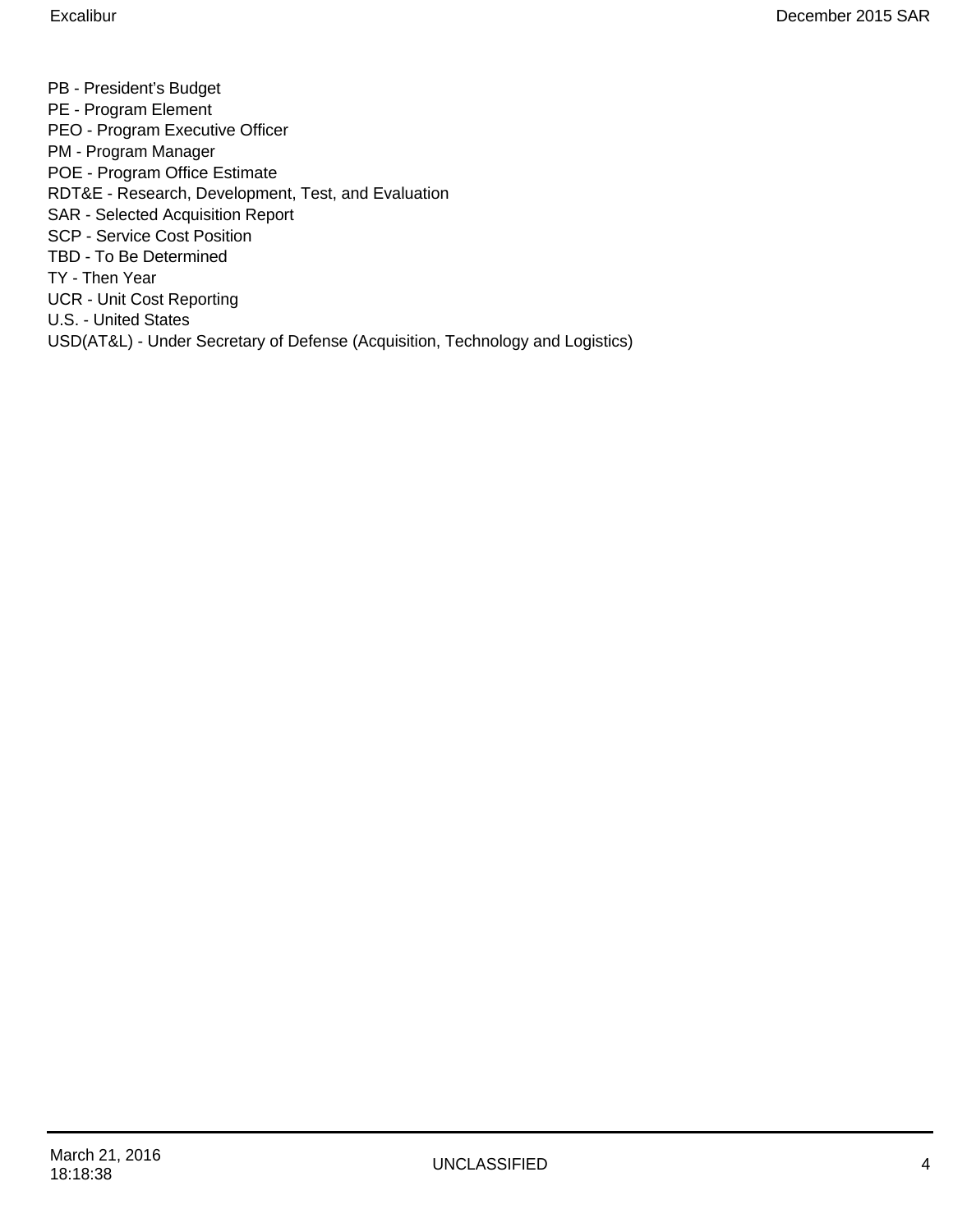PB - President’s Budget
PE - Program Element
PEO - Program Executive Officer
PM - Program Manager
POE - Program Office Estimate
RDT&E - Research, Development, Test, and Evaluation
SAR - Selected Acquisition Report
SCP - Service Cost Position
TBD - To Be Determined
TY - Then Year
UCR - Unit Cost Reporting
U.S. - United States
USD(AT&L) - Under Secretary of Defense (Acquisition, Technology and Logistics)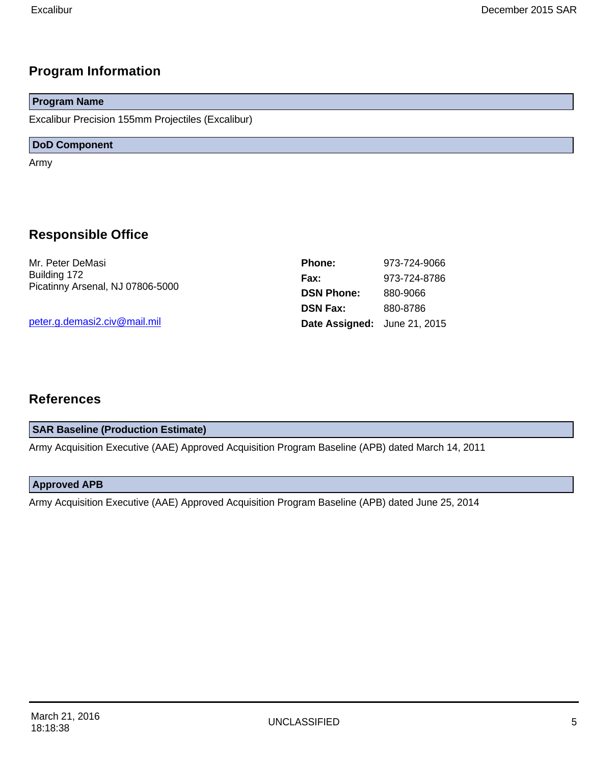## Program Information

**Program Name**

Excalibur Precision 155mm Projectiles (Excalibur)

**DoD Component**

Army

## Responsible Office

Mr. Peter DeMasi
Building 172
Picatinny Arsenal, NJ 07806-5000

peter.g.demasi2.civ@mail.mil

| | |
|---|---|
| **Phone:** | 973-724-9066 |
| **Fax:** | 973-724-8786 |
| **DSN Phone:** | 880-9066 |
| **DSN Fax:** | 880-8786 |
| **Date Assigned:** | June 21, 2015 |

## References

**SAR Baseline (Production Estimate)**

Army Acquisition Executive (AAE) Approved Acquisition Program Baseline (APB) dated March 14, 2011

**Approved APB**

Army Acquisition Executive (AAE) Approved Acquisition Program Baseline (APB) dated June 25, 2014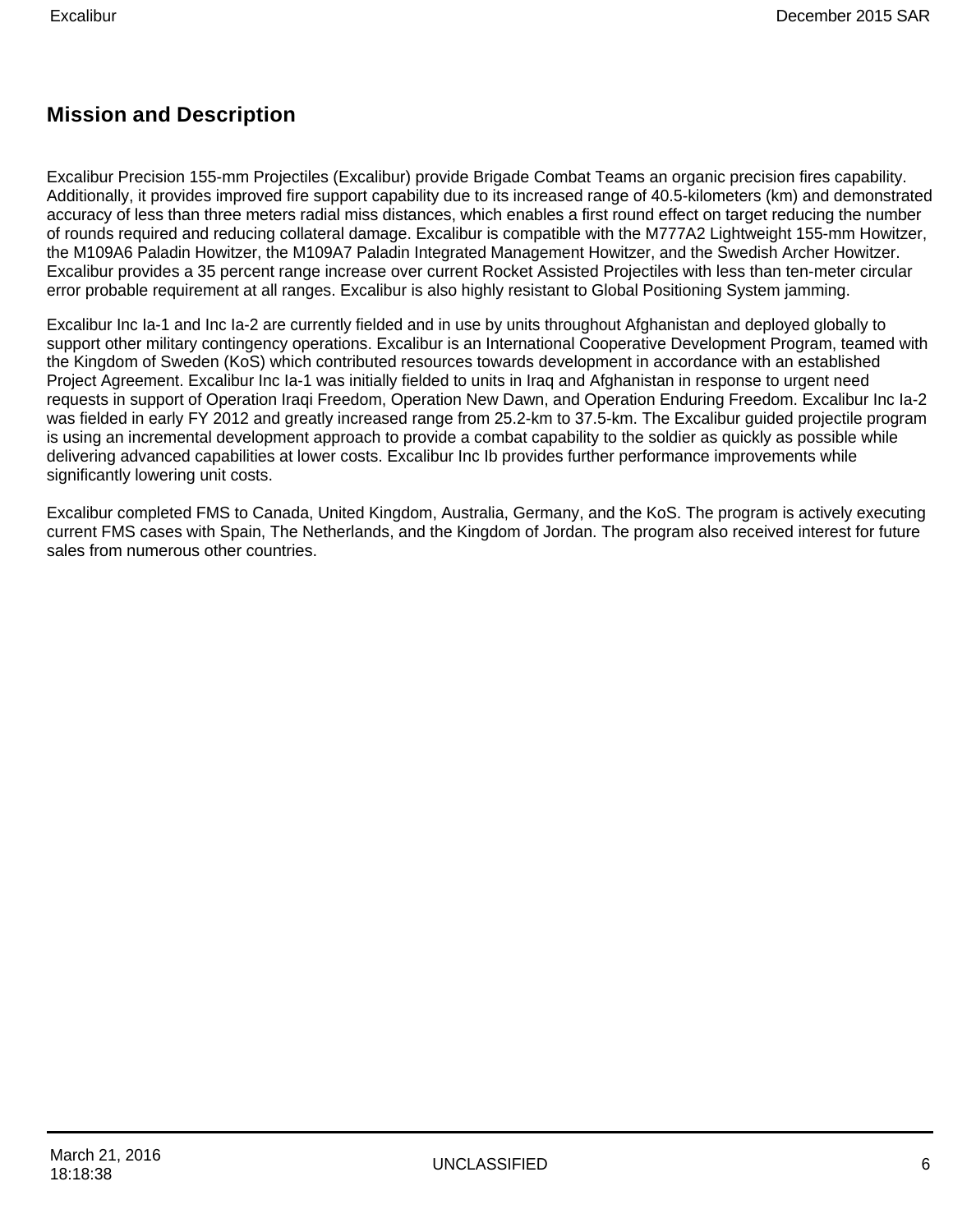## Mission and Description

Excalibur Precision 155-mm Projectiles (Excalibur) provide Brigade Combat Teams an organic precision fires capability. Additionally, it provides improved fire support capability due to its increased range of 40.5-kilometers (km) and demonstrated accuracy of less than three meters radial miss distances, which enables a first round effect on target reducing the number of rounds required and reducing collateral damage. Excalibur is compatible with the M777A2 Lightweight 155-mm Howitzer, the M109A6 Paladin Howitzer, the M109A7 Paladin Integrated Management Howitzer, and the Swedish Archer Howitzer. Excalibur provides a 35 percent range increase over current Rocket Assisted Projectiles with less than ten-meter circular error probable requirement at all ranges. Excalibur is also highly resistant to Global Positioning System jamming.

Excalibur Inc Ia-1 and Inc Ia-2 are currently fielded and in use by units throughout Afghanistan and deployed globally to support other military contingency operations. Excalibur is an International Cooperative Development Program, teamed with the Kingdom of Sweden (KoS) which contributed resources towards development in accordance with an established Project Agreement. Excalibur Inc Ia-1 was initially fielded to units in Iraq and Afghanistan in response to urgent need requests in support of Operation Iraqi Freedom, Operation New Dawn, and Operation Enduring Freedom. Excalibur Inc Ia-2 was fielded in early FY 2012 and greatly increased range from 25.2-km to 37.5-km. The Excalibur guided projectile program is using an incremental development approach to provide a combat capability to the soldier as quickly as possible while delivering advanced capabilities at lower costs. Excalibur Inc Ib provides further performance improvements while significantly lowering unit costs.

Excalibur completed FMS to Canada, United Kingdom, Australia, Germany, and the KoS. The program is actively executing current FMS cases with Spain, The Netherlands, and the Kingdom of Jordan. The program also received interest for future sales from numerous other countries.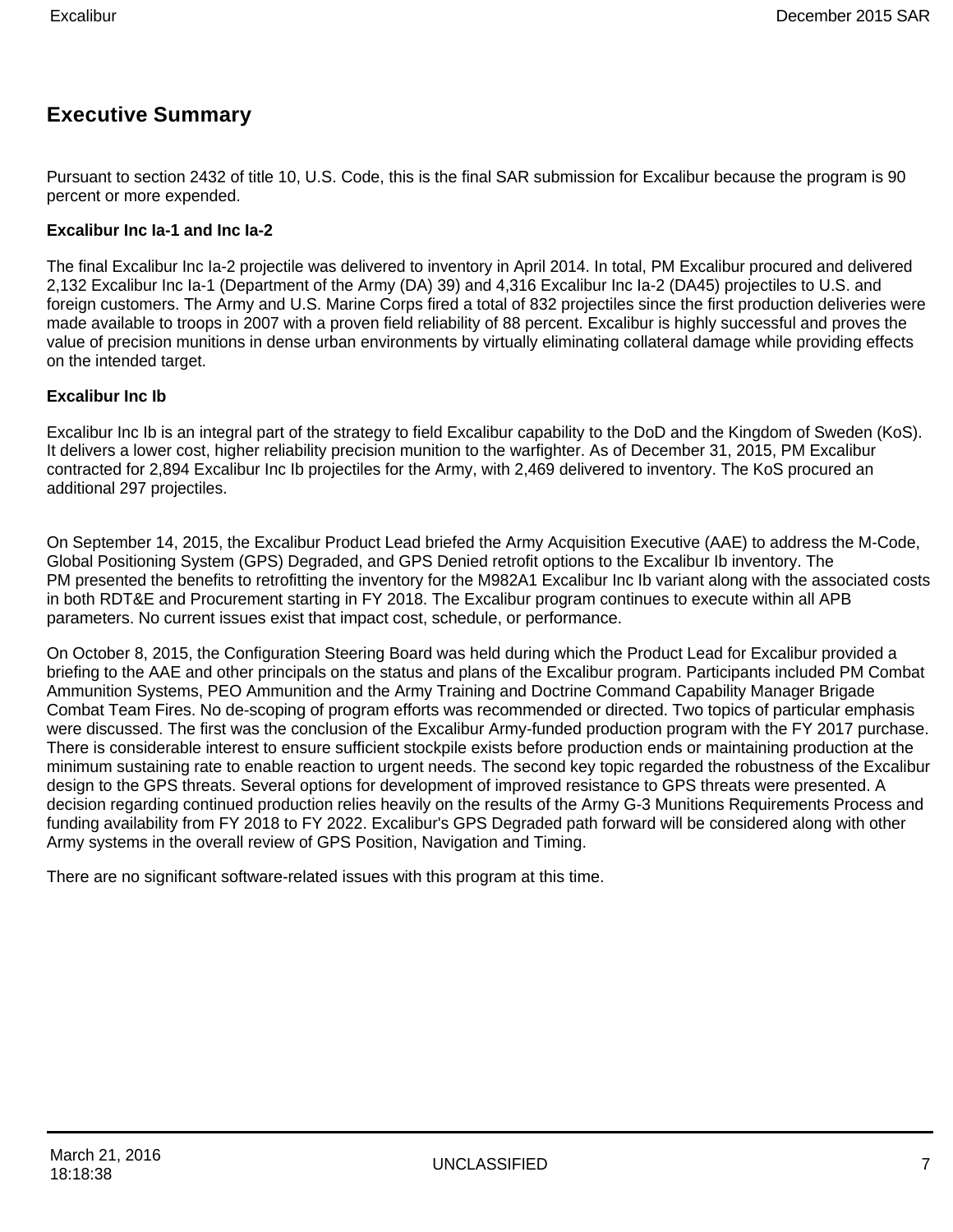# Executive Summary

Pursuant to section 2432 of title 10, U.S. Code, this is the final SAR submission for Excalibur because the program is 90 percent or more expended.

**Excalibur Inc Ia-1 and Inc Ia-2**

The final Excalibur Inc Ia-2 projectile was delivered to inventory in April 2014. In total, PM Excalibur procured and delivered 2,132 Excalibur Inc Ia-1 (Department of the Army (DA) 39) and 4,316 Excalibur Inc Ia-2 (DA45) projectiles to U.S. and foreign customers. The Army and U.S. Marine Corps fired a total of 832 projectiles since the first production deliveries were made available to troops in 2007 with a proven field reliability of 88 percent. Excalibur is highly successful and proves the value of precision munitions in dense urban environments by virtually eliminating collateral damage while providing effects on the intended target.

**Excalibur Inc Ib**

Excalibur Inc Ib is an integral part of the strategy to field Excalibur capability to the DoD and the Kingdom of Sweden (KoS). It delivers a lower cost, higher reliability precision munition to the warfighter. As of December 31, 2015, PM Excalibur contracted for 2,894 Excalibur Inc Ib projectiles for the Army, with 2,469 delivered to inventory. The KoS procured an additional 297 projectiles.

On September 14, 2015, the Excalibur Product Lead briefed the Army Acquisition Executive (AAE) to address the M-Code, Global Positioning System (GPS) Degraded, and GPS Denied retrofit options to the Excalibur Ib inventory. The PM presented the benefits to retrofitting the inventory for the M982A1 Excalibur Inc Ib variant along with the associated costs in both RDT&E and Procurement starting in FY 2018. The Excalibur program continues to execute within all APB parameters. No current issues exist that impact cost, schedule, or performance.

On October 8, 2015, the Configuration Steering Board was held during which the Product Lead for Excalibur provided a briefing to the AAE and other principals on the status and plans of the Excalibur program. Participants included PM Combat Ammunition Systems, PEO Ammunition and the Army Training and Doctrine Command Capability Manager Brigade Combat Team Fires. No de-scoping of program efforts was recommended or directed. Two topics of particular emphasis were discussed. The first was the conclusion of the Excalibur Army-funded production program with the FY 2017 purchase. There is considerable interest to ensure sufficient stockpile exists before production ends or maintaining production at the minimum sustaining rate to enable reaction to urgent needs. The second key topic regarded the robustness of the Excalibur design to the GPS threats. Several options for development of improved resistance to GPS threats were presented. A decision regarding continued production relies heavily on the results of the Army G-3 Munitions Requirements Process and funding availability from FY 2018 to FY 2022. Excalibur's GPS Degraded path forward will be considered along with other Army systems in the overall review of GPS Position, Navigation and Timing.

There are no significant software-related issues with this program at this time.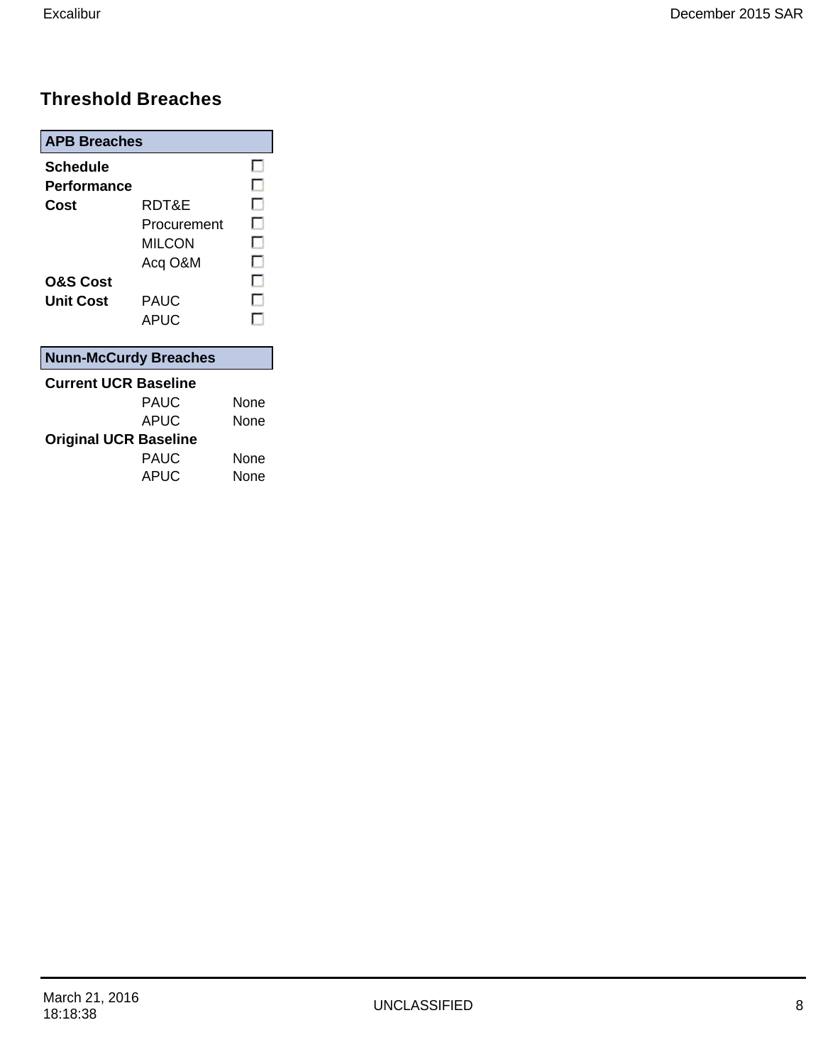## Threshold Breaches

| APB Breaches | | |
|---|---|---|
| **Schedule** | | ☐ |
| **Performance** | | ☐ |
| **Cost** | RDT&E | ☐ |
| | Procurement | ☐ |
| | MILCON | ☐ |
| | Acq O&M | ☐ |
| **O&S Cost** | | ☐ |
| **Unit Cost** | PAUC | ☐ |
| | APUC | ☐ |

| Nunn-McCurdy Breaches | | |
|---|---|---|
| **Current UCR Baseline** | | |
| | PAUC | None |
| | APUC | None |
| **Original UCR Baseline** | | |
| | PAUC | None |
| | APUC | None |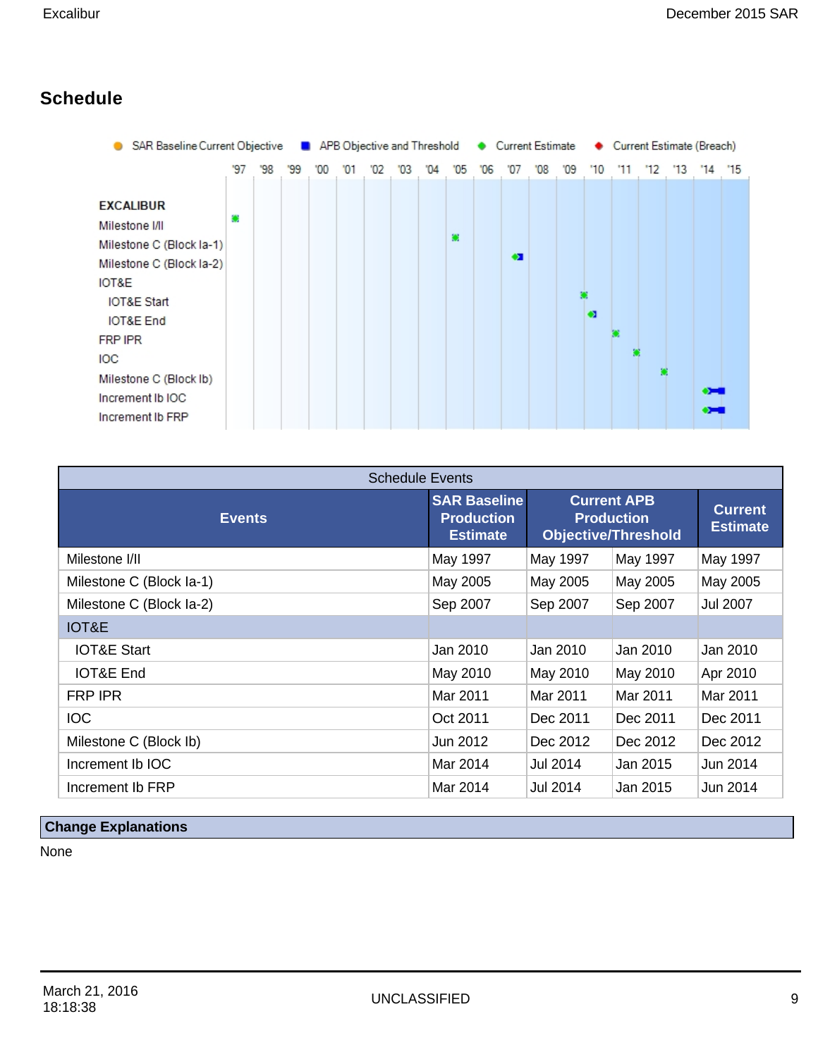## Schedule

| Schedule Events | | | | |
|---|---|---|---|---|
| **Events** | **SAR Baseline Production Estimate** | **Current APB Production Objective/Threshold** | | **Current Estimate** |
| Milestone I/II | May 1997 | May 1997 | May 1997 | May 1997 |
| Milestone C (Block Ia-1) | May 2005 | May 2005 | May 2005 | May 2005 |
| Milestone C (Block Ia-2) | Sep 2007 | Sep 2007 | Sep 2007 | Jul 2007 |
| IOT&E | | | | |
| IOT&E Start | Jan 2010 | Jan 2010 | Jan 2010 | Jan 2010 |
| IOT&E End | May 2010 | May 2010 | May 2010 | Apr 2010 |
| FRP IPR | Mar 2011 | Mar 2011 | Mar 2011 | Mar 2011 |
| IOC | Oct 2011 | Dec 2011 | Dec 2011 | Dec 2011 |
| Milestone C (Block Ib) | Jun 2012 | Dec 2012 | Dec 2012 | Dec 2012 |
| Increment Ib IOC | Mar 2014 | Jul 2014 | Jan 2015 | Jun 2014 |
| Increment Ib FRP | Mar 2014 | Jul 2014 | Jan 2015 | Jun 2014 |

**Change Explanations**

None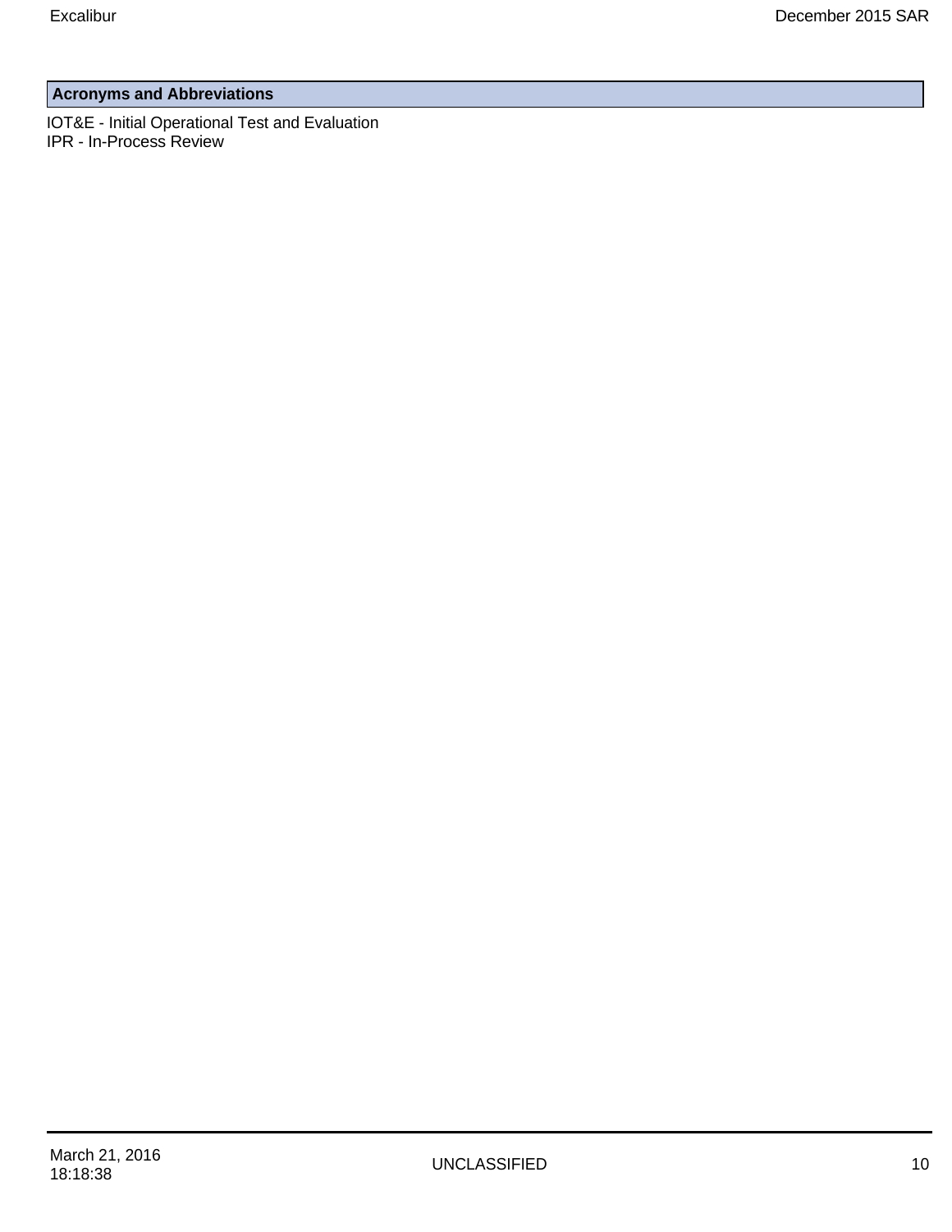## Acronyms and Abbreviations

IOT&E - Initial Operational Test and Evaluation
IPR - In-Process Review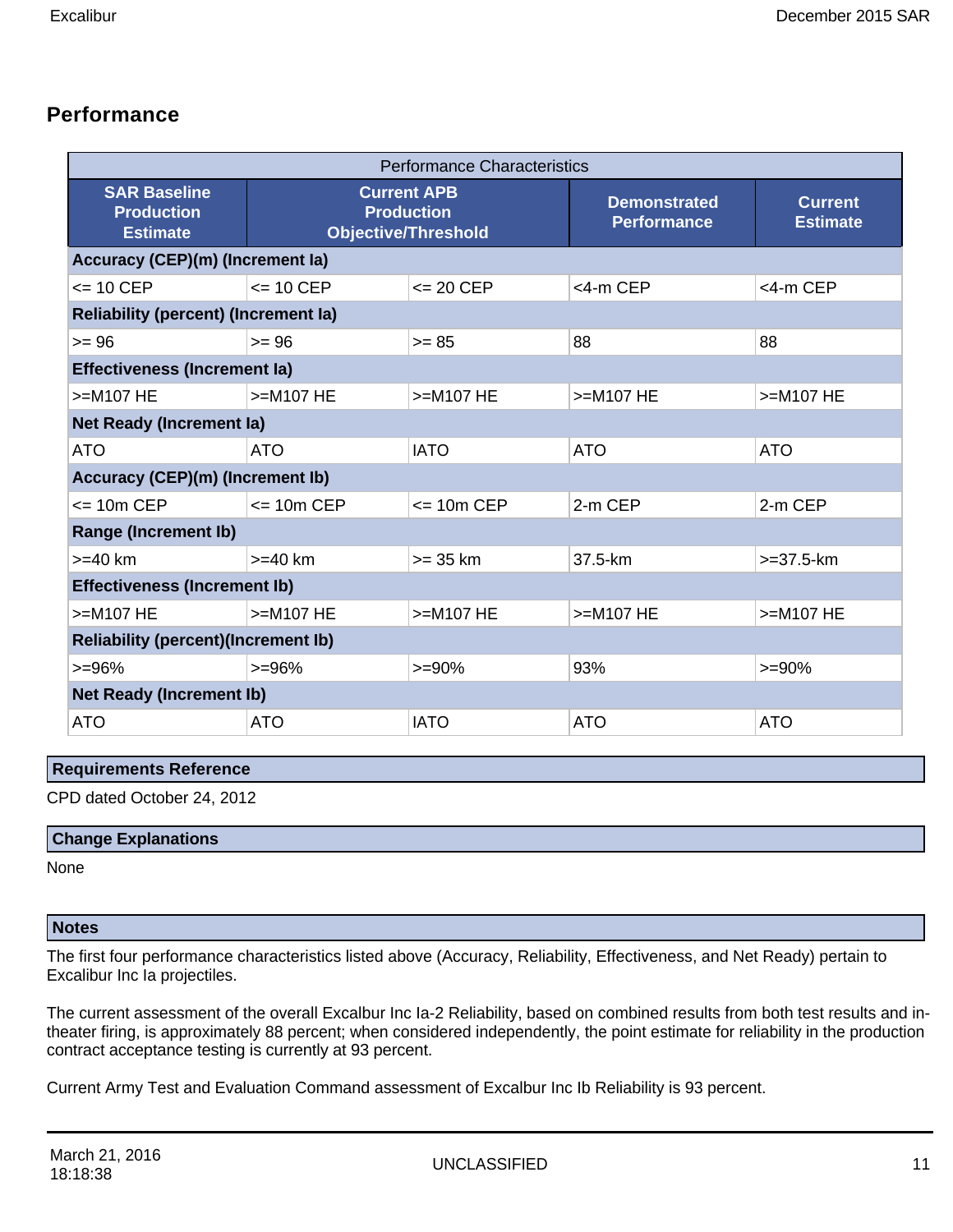## Performance

| Performance Characteristics | | | | |
|---|---|---|---|---|
| SAR Baseline Production Estimate | Current APB Production Objective/Threshold | | Demonstrated Performance | Current Estimate |
| **Accuracy (CEP)(m) (Increment Ia)** | | | | |
| <= 10 CEP | <= 10 CEP | <= 20 CEP | <4-m CEP | <4-m CEP |
| **Reliability (percent) (Increment Ia)** | | | | |
| >= 96 | >= 96 | >= 85 | 88 | 88 |
| **Effectiveness (Increment Ia)** | | | | |
| >=M107 HE | >=M107 HE | >=M107 HE | >=M107 HE | >=M107 HE |
| **Net Ready (Increment Ia)** | | | | |
| ATO | ATO | IATO | ATO | ATO |
| **Accuracy (CEP)(m) (Increment Ib)** | | | | |
| <= 10m CEP | <= 10m CEP | <= 10m CEP | 2-m CEP | 2-m CEP |
| **Range (Increment Ib)** | | | | |
| >=40 km | >=40 km | >= 35 km | 37.5-km | >=37.5-km |
| **Effectiveness (Increment Ib)** | | | | |
| >=M107 HE | >=M107 HE | >=M107 HE | >=M107 HE | >=M107 HE |
| **Reliability (percent)(Increment Ib)** | | | | |
| >=96% | >=96% | >=90% | 93% | >=90% |
| **Net Ready (Increment Ib)** | | | | |
| ATO | ATO | IATO | ATO | ATO |

### Requirements Reference

CPD dated October 24, 2012

### Change Explanations

None

### Notes

The first four performance characteristics listed above (Accuracy, Reliability, Effectiveness, and Net Ready) pertain to Excalibur Inc Ia projectiles.

The current assessment of the overall Excalbur Inc Ia-2 Reliability, based on combined results from both test results and in-theater firing, is approximately 88 percent; when considered independently, the point estimate for reliability in the production contract acceptance testing is currently at 93 percent.

Current Army Test and Evaluation Command assessment of Excalbur Inc Ib Reliability is 93 percent.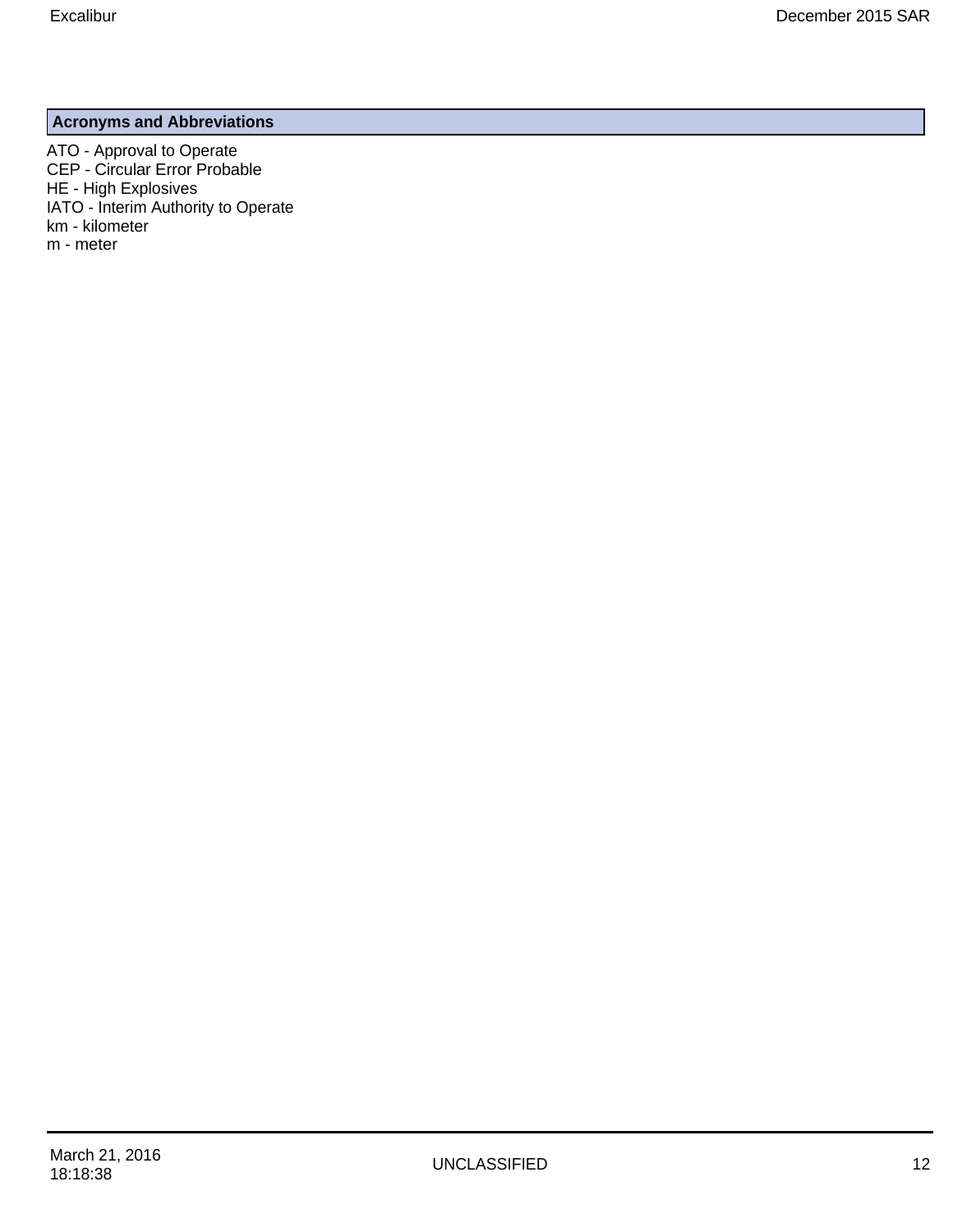## Acronyms and Abbreviations

ATO - Approval to Operate
CEP - Circular Error Probable
HE - High Explosives
IATO - Interim Authority to Operate
km - kilometer
m - meter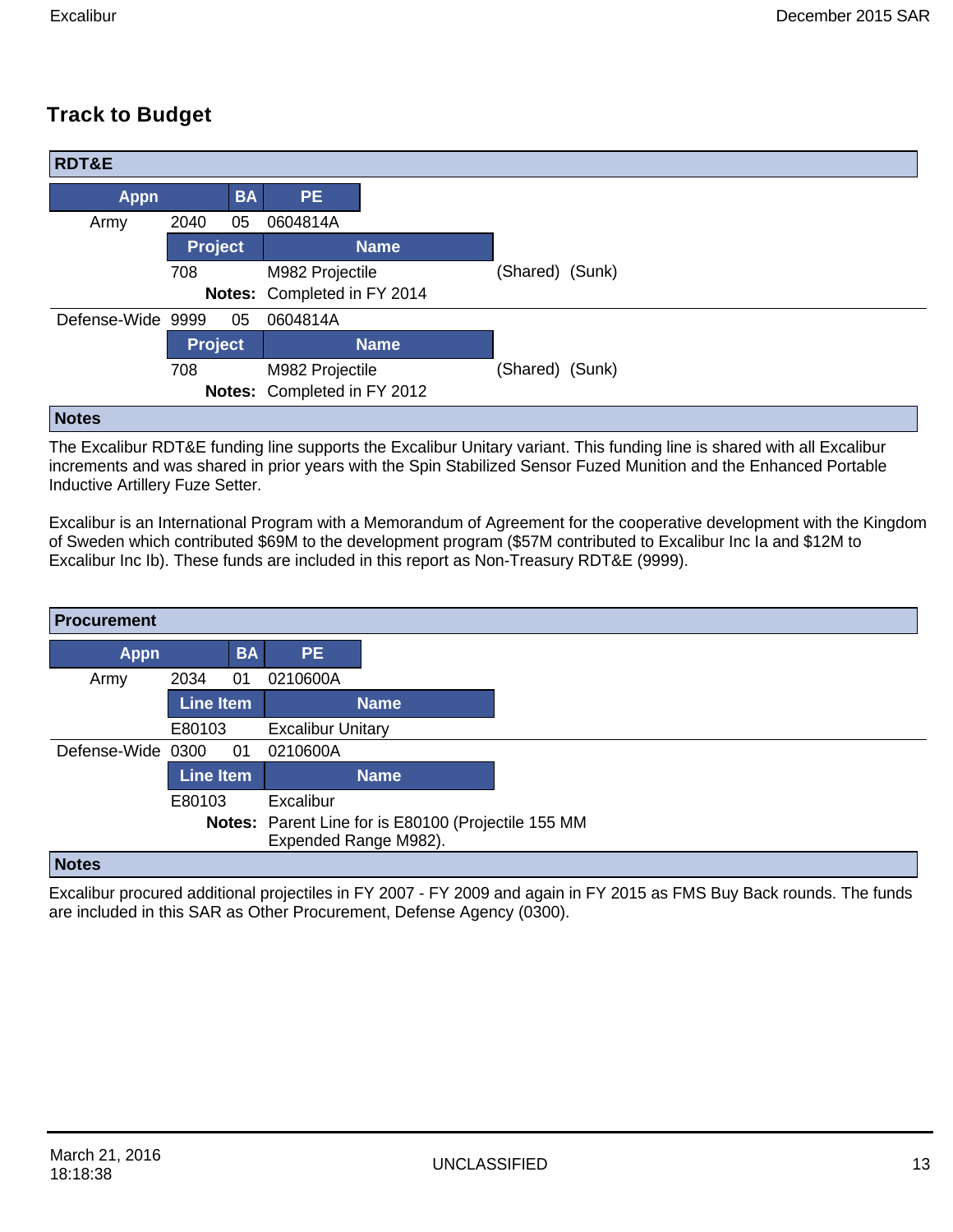## Track to Budget

### RDT&E

| Appn | | BA | PE | | |
|---|---|---|---|---|---|
| Army | 2040 | 05 | 0604814A | | |
| | Project | | Name | | |
| | 708 | | M982 Projectile | (Shared) | (Sunk) |
| | | **Notes:** | Completed in FY 2014 | | |
| Defense-Wide | 9999 | 05 | 0604814A | | |
| | Project | | Name | | |
| | 708 | | M982 Projectile | (Shared) | (Sunk) |
| | | **Notes:** | Completed in FY 2012 | | |

**Notes**

The Excalibur RDT&E funding line supports the Excalibur Unitary variant. This funding line is shared with all Excalibur increments and was shared in prior years with the Spin Stabilized Sensor Fuzed Munition and the Enhanced Portable Inductive Artillery Fuze Setter.

Excalibur is an International Program with a Memorandum of Agreement for the cooperative development with the Kingdom of Sweden which contributed $69M to the development program ($57M contributed to Excalibur Inc Ia and $12M to Excalibur Inc Ib). These funds are included in this report as Non-Treasury RDT&E (9999).

### Procurement

| Appn | | BA | PE |
|---|---|---|---|
| Army | 2034 | 01 | 0210600A |
| | Line Item | | Name |
| | E80103 | | Excalibur Unitary |
| Defense-Wide | 0300 | 01 | 0210600A |
| | Line Item | | Name |
| | E80103 | | Excalibur |
| | | **Notes:** | Parent Line for is E80100 (Projectile 155 MM Expended Range M982). |

**Notes**

Excalibur procured additional projectiles in FY 2007 - FY 2009 and again in FY 2015 as FMS Buy Back rounds. The funds are included in this SAR as Other Procurement, Defense Agency (0300).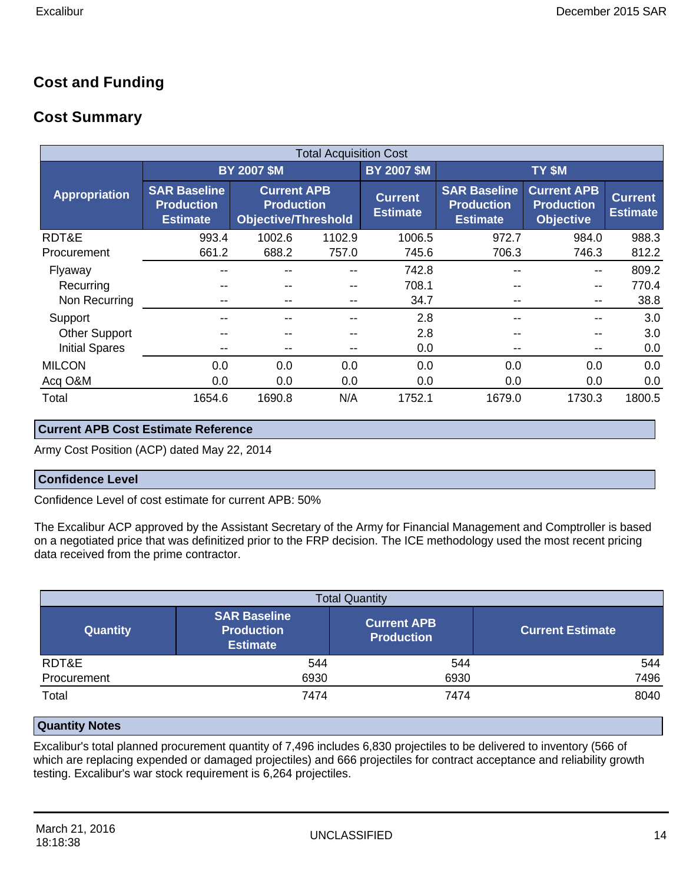## Cost and Funding

## Cost Summary

| Total Acquisition Cost | | | | | | | |
|---|---|---|---|---|---|---|---|
| Appropriation | BY 2007 $M | | | BY 2007 $M | TY $M | | |
| | SAR Baseline Production Estimate | Current APB Production Objective/Threshold | | Current Estimate | SAR Baseline Production Estimate | Current APB Production Objective | Current Estimate |
| RDT&E | 993.4 | 1002.6 | 1102.9 | 1006.5 | 972.7 | 984.0 | 988.3 |
| Procurement | 661.2 | 688.2 | 757.0 | 745.6 | 706.3 | 746.3 | 812.2 |
| Flyaway | -- | -- | -- | 742.8 | -- | -- | 809.2 |
| Recurring | -- | -- | -- | 708.1 | -- | -- | 770.4 |
| Non Recurring | -- | -- | -- | 34.7 | -- | -- | 38.8 |
| Support | -- | -- | -- | 2.8 | -- | -- | 3.0 |
| Other Support | -- | -- | -- | 2.8 | -- | -- | 3.0 |
| Initial Spares | -- | -- | -- | 0.0 | -- | -- | 0.0 |
| MILCON | 0.0 | 0.0 | 0.0 | 0.0 | 0.0 | 0.0 | 0.0 |
| Acq O&M | 0.0 | 0.0 | 0.0 | 0.0 | 0.0 | 0.0 | 0.0 |
| Total | 1654.6 | 1690.8 | N/A | 1752.1 | 1679.0 | 1730.3 | 1800.5 |

**Current APB Cost Estimate Reference**

Army Cost Position (ACP) dated May 22, 2014

**Confidence Level**

Confidence Level of cost estimate for current APB: 50%

The Excalibur ACP approved by the Assistant Secretary of the Army for Financial Management and Comptroller is based on a negotiated price that was definitized prior to the FRP decision. The ICE methodology used the most recent pricing data received from the prime contractor.

| Total Quantity | | | |
|---|---|---|---|
| Quantity | SAR Baseline Production Estimate | Current APB Production | Current Estimate |
| RDT&E | 544 | 544 | 544 |
| Procurement | 6930 | 6930 | 7496 |
| Total | 7474 | 7474 | 8040 |

**Quantity Notes**

Excalibur's total planned procurement quantity of 7,496 includes 6,830 projectiles to be delivered to inventory (566 of which are replacing expended or damaged projectiles) and 666 projectiles for contract acceptance and reliability growth testing. Excalibur's war stock requirement is 6,264 projectiles.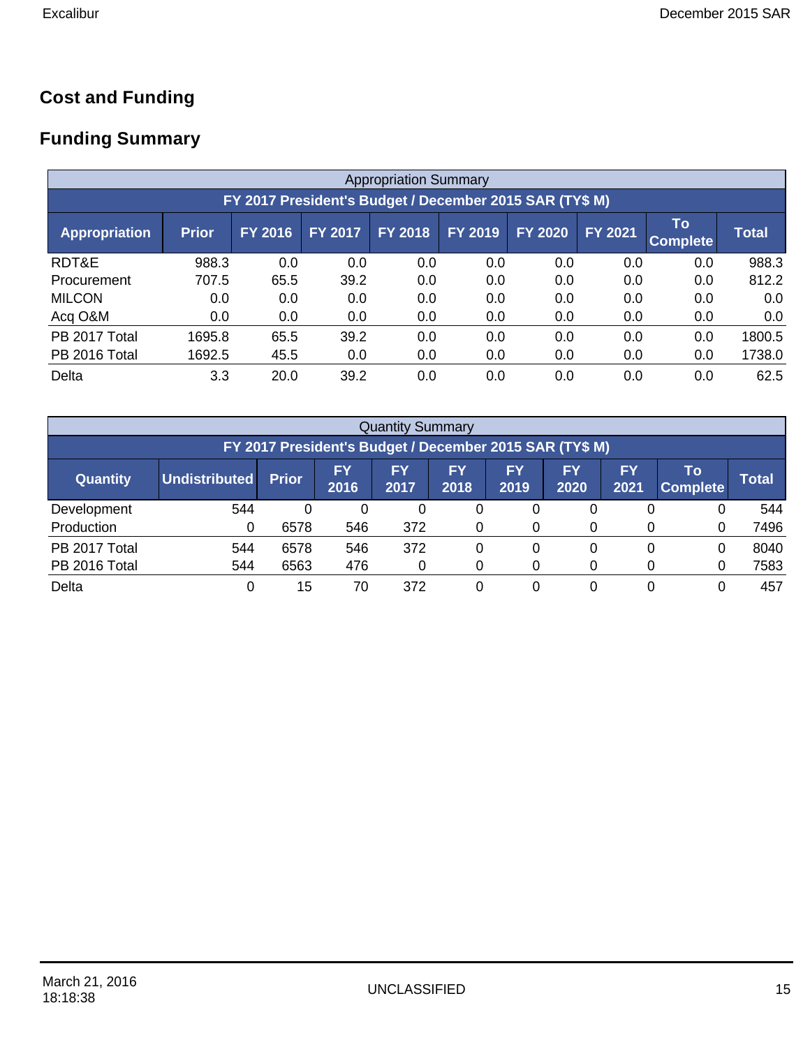## Cost and Funding

## Funding Summary

| Appropriation Summary | | | | | | | | | |
|---|---|---|---|---|---|---|---|---|---|
| FY 2017 President's Budget / December 2015 SAR (TY$ M) | | | | | | | | | |
| Appropriation | Prior | FY 2016 | FY 2017 | FY 2018 | FY 2019 | FY 2020 | FY 2021 | To Complete | Total |
| RDT&E | 988.3 | 0.0 | 0.0 | 0.0 | 0.0 | 0.0 | 0.0 | 0.0 | 988.3 |
| Procurement | 707.5 | 65.5 | 39.2 | 0.0 | 0.0 | 0.0 | 0.0 | 0.0 | 812.2 |
| MILCON | 0.0 | 0.0 | 0.0 | 0.0 | 0.0 | 0.0 | 0.0 | 0.0 | 0.0 |
| Acq O&M | 0.0 | 0.0 | 0.0 | 0.0 | 0.0 | 0.0 | 0.0 | 0.0 | 0.0 |
| PB 2017 Total | 1695.8 | 65.5 | 39.2 | 0.0 | 0.0 | 0.0 | 0.0 | 0.0 | 1800.5 |
| PB 2016 Total | 1692.5 | 45.5 | 0.0 | 0.0 | 0.0 | 0.0 | 0.0 | 0.0 | 1738.0 |
| Delta | 3.3 | 20.0 | 39.2 | 0.0 | 0.0 | 0.0 | 0.0 | 0.0 | 62.5 |

| Quantity Summary | | | | | | | | | | |
|---|---|---|---|---|---|---|---|---|---|---|
| FY 2017 President's Budget / December 2015 SAR (TY$ M) | | | | | | | | | | |
| Quantity | Undistributed | Prior | FY 2016 | FY 2017 | FY 2018 | FY 2019 | FY 2020 | FY 2021 | To Complete | Total |
| Development | 544 | 0 | 0 | 0 | 0 | 0 | 0 | 0 | 0 | 544 |
| Production | 0 | 6578 | 546 | 372 | 0 | 0 | 0 | 0 | 0 | 7496 |
| PB 2017 Total | 544 | 6578 | 546 | 372 | 0 | 0 | 0 | 0 | 0 | 8040 |
| PB 2016 Total | 544 | 6563 | 476 | 0 | 0 | 0 | 0 | 0 | 0 | 7583 |
| Delta | 0 | 15 | 70 | 372 | 0 | 0 | 0 | 0 | 0 | 457 |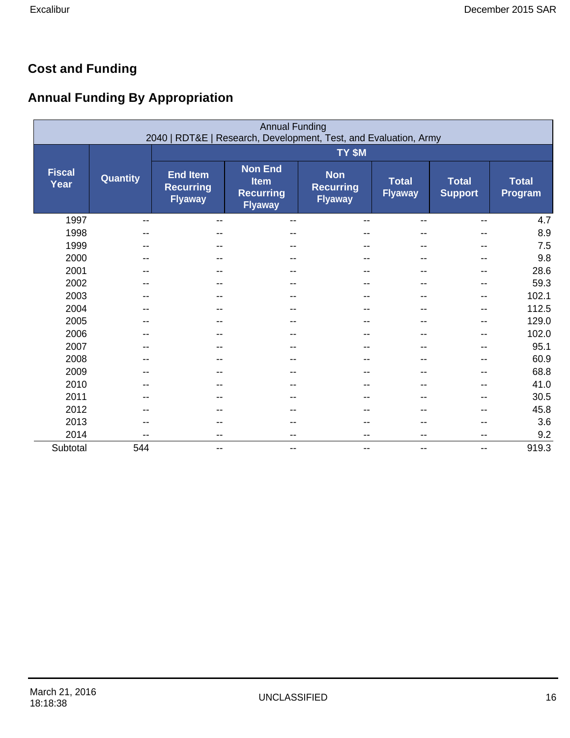## Cost and Funding

## Annual Funding By Appropriation

| Annual Funding<br>2040 \| RDT&E \| Research, Development, Test, and Evaluation, Army | | | | | | | |
|---|---|---|---|---|---|---|---|
| | | TY $M | | | | | |
| Fiscal Year | Quantity | End Item Recurring Flyaway | Non End Item Recurring Flyaway | Non Recurring Flyaway | Total Flyaway | Total Support | Total Program |
| 1997 | -- | -- | -- | -- | -- | -- | 4.7 |
| 1998 | -- | -- | -- | -- | -- | -- | 8.9 |
| 1999 | -- | -- | -- | -- | -- | -- | 7.5 |
| 2000 | -- | -- | -- | -- | -- | -- | 9.8 |
| 2001 | -- | -- | -- | -- | -- | -- | 28.6 |
| 2002 | -- | -- | -- | -- | -- | -- | 59.3 |
| 2003 | -- | -- | -- | -- | -- | -- | 102.1 |
| 2004 | -- | -- | -- | -- | -- | -- | 112.5 |
| 2005 | -- | -- | -- | -- | -- | -- | 129.0 |
| 2006 | -- | -- | -- | -- | -- | -- | 102.0 |
| 2007 | -- | -- | -- | -- | -- | -- | 95.1 |
| 2008 | -- | -- | -- | -- | -- | -- | 60.9 |
| 2009 | -- | -- | -- | -- | -- | -- | 68.8 |
| 2010 | -- | -- | -- | -- | -- | -- | 41.0 |
| 2011 | -- | -- | -- | -- | -- | -- | 30.5 |
| 2012 | -- | -- | -- | -- | -- | -- | 45.8 |
| 2013 | -- | -- | -- | -- | -- | -- | 3.6 |
| 2014 | -- | -- | -- | -- | -- | -- | 9.2 |
| Subtotal | 544 | -- | -- | -- | -- | -- | 919.3 |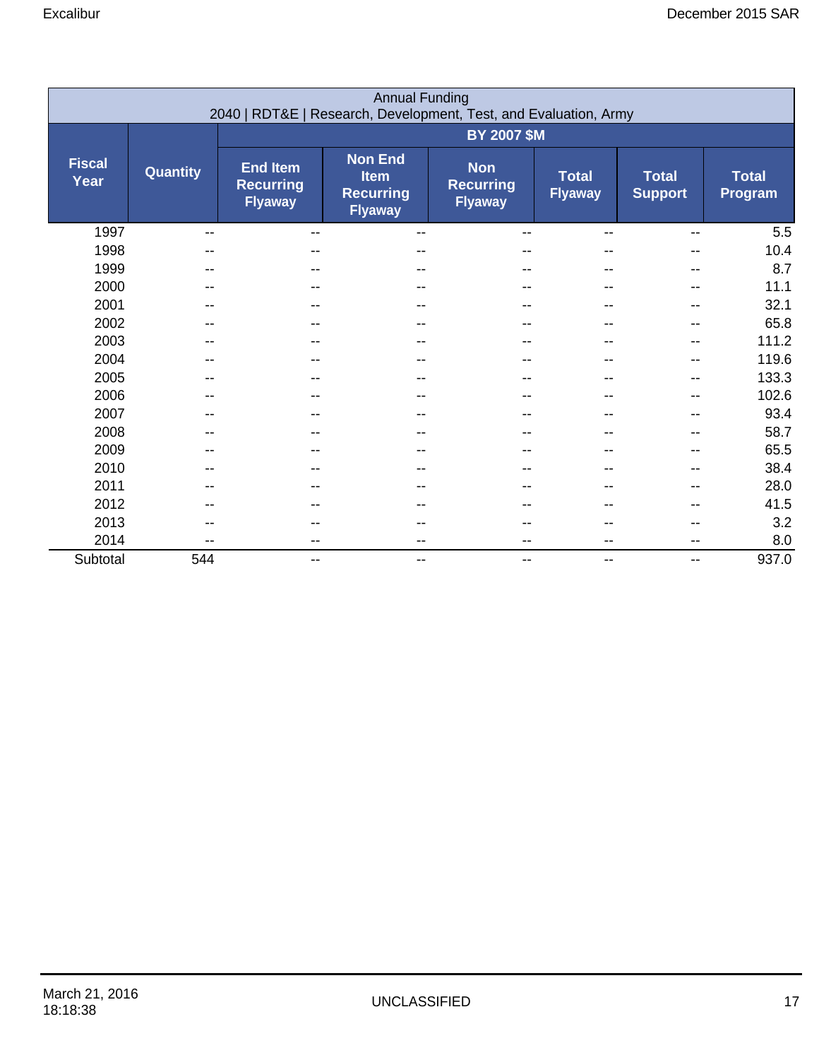| Annual Funding<br>2040 \| RDT&E \| Research, Development, Test, and Evaluation, Army | | | | | | | |
|---|---|---|---|---|---|---|---|
| | | BY 2007 $M | | | | | |
| Fiscal Year | Quantity | End Item Recurring Flyaway | Non End Item Recurring Flyaway | Non Recurring Flyaway | Total Flyaway | Total Support | Total Program |
| 1997 | -- | -- | -- | -- | -- | -- | 5.5 |
| 1998 | -- | -- | -- | -- | -- | -- | 10.4 |
| 1999 | -- | -- | -- | -- | -- | -- | 8.7 |
| 2000 | -- | -- | -- | -- | -- | -- | 11.1 |
| 2001 | -- | -- | -- | -- | -- | -- | 32.1 |
| 2002 | -- | -- | -- | -- | -- | -- | 65.8 |
| 2003 | -- | -- | -- | -- | -- | -- | 111.2 |
| 2004 | -- | -- | -- | -- | -- | -- | 119.6 |
| 2005 | -- | -- | -- | -- | -- | -- | 133.3 |
| 2006 | -- | -- | -- | -- | -- | -- | 102.6 |
| 2007 | -- | -- | -- | -- | -- | -- | 93.4 |
| 2008 | -- | -- | -- | -- | -- | -- | 58.7 |
| 2009 | -- | -- | -- | -- | -- | -- | 65.5 |
| 2010 | -- | -- | -- | -- | -- | -- | 38.4 |
| 2011 | -- | -- | -- | -- | -- | -- | 28.0 |
| 2012 | -- | -- | -- | -- | -- | -- | 41.5 |
| 2013 | -- | -- | -- | -- | -- | -- | 3.2 |
| 2014 | -- | -- | -- | -- | -- | -- | 8.0 |
| Subtotal | 544 | -- | -- | -- | -- | -- | 937.0 |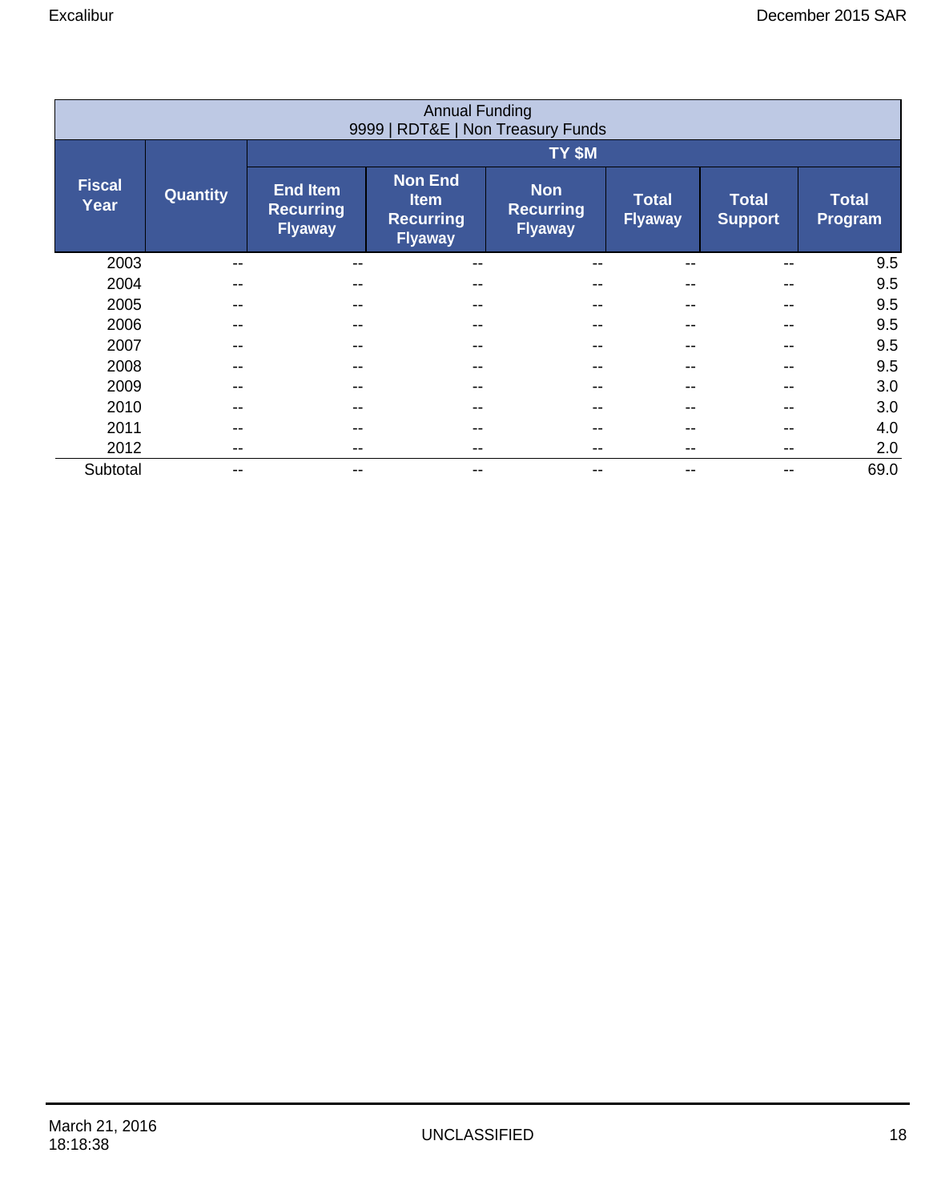| Annual Funding<br>9999 \| RDT&E \| Non Treasury Funds | | | | | | | |
|---|---|---|---|---|---|---|---|
| | | TY $M | | | | | |
| Fiscal Year | Quantity | End Item Recurring Flyaway | Non End Item Recurring Flyaway | Non Recurring Flyaway | Total Flyaway | Total Support | Total Program |
| 2003 | -- | -- | -- | -- | -- | -- | 9.5 |
| 2004 | -- | -- | -- | -- | -- | -- | 9.5 |
| 2005 | -- | -- | -- | -- | -- | -- | 9.5 |
| 2006 | -- | -- | -- | -- | -- | -- | 9.5 |
| 2007 | -- | -- | -- | -- | -- | -- | 9.5 |
| 2008 | -- | -- | -- | -- | -- | -- | 9.5 |
| 2009 | -- | -- | -- | -- | -- | -- | 3.0 |
| 2010 | -- | -- | -- | -- | -- | -- | 3.0 |
| 2011 | -- | -- | -- | -- | -- | -- | 4.0 |
| 2012 | -- | -- | -- | -- | -- | -- | 2.0 |
| Subtotal | -- | -- | -- | -- | -- | -- | 69.0 |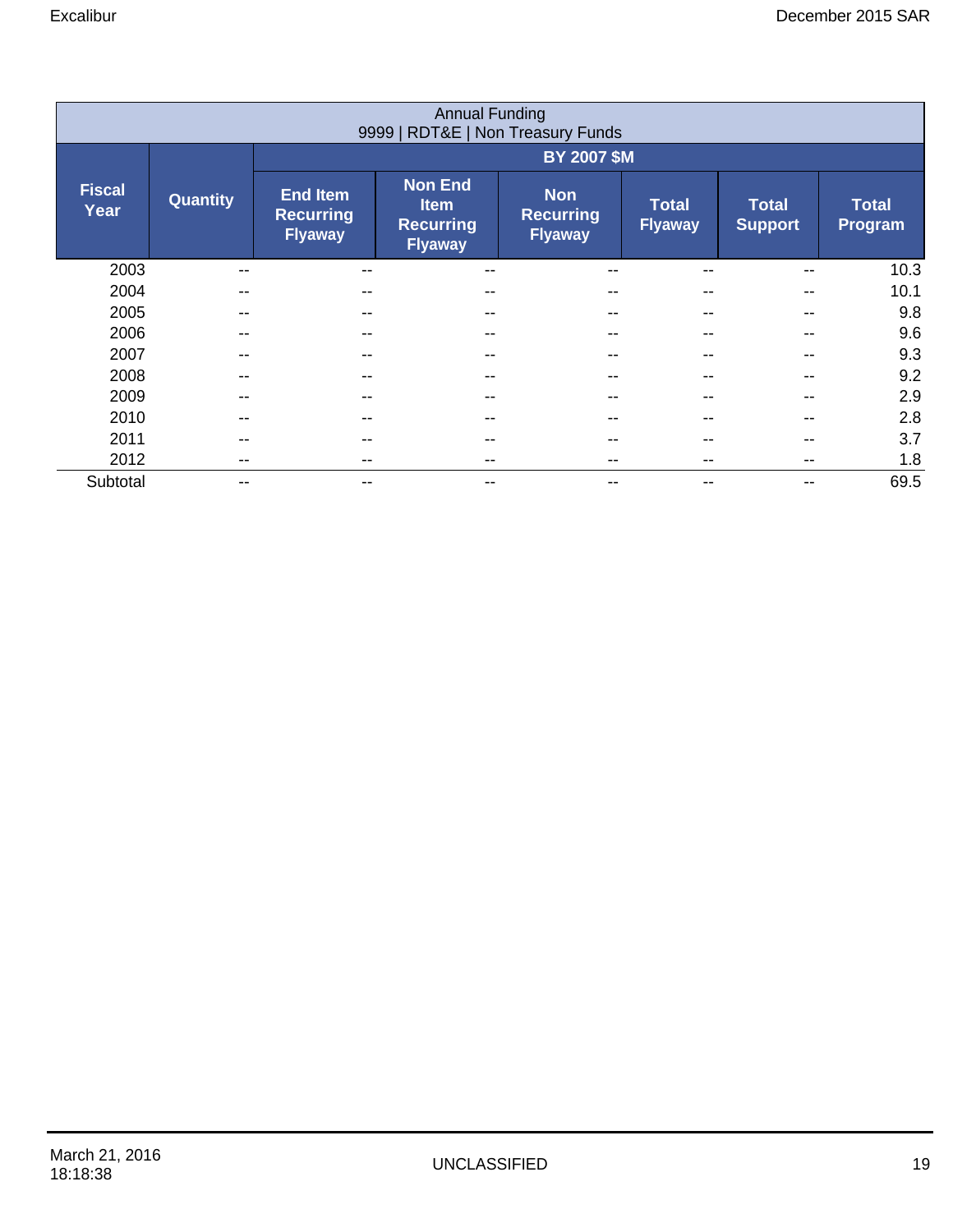| Annual Funding<br>9999 \| RDT&E \| Non Treasury Funds | | | | | | | |
|---|---|---|---|---|---|---|---|
| | | BY 2007 $M | | | | | |
| Fiscal Year | Quantity | End Item Recurring Flyaway | Non End Item Recurring Flyaway | Non Recurring Flyaway | Total Flyaway | Total Support | Total Program |
| 2003 | -- | -- | -- | -- | -- | -- | 10.3 |
| 2004 | -- | -- | -- | -- | -- | -- | 10.1 |
| 2005 | -- | -- | -- | -- | -- | -- | 9.8 |
| 2006 | -- | -- | -- | -- | -- | -- | 9.6 |
| 2007 | -- | -- | -- | -- | -- | -- | 9.3 |
| 2008 | -- | -- | -- | -- | -- | -- | 9.2 |
| 2009 | -- | -- | -- | -- | -- | -- | 2.9 |
| 2010 | -- | -- | -- | -- | -- | -- | 2.8 |
| 2011 | -- | -- | -- | -- | -- | -- | 3.7 |
| 2012 | -- | -- | -- | -- | -- | -- | 1.8 |
| Subtotal | -- | -- | -- | -- | -- | -- | 69.5 |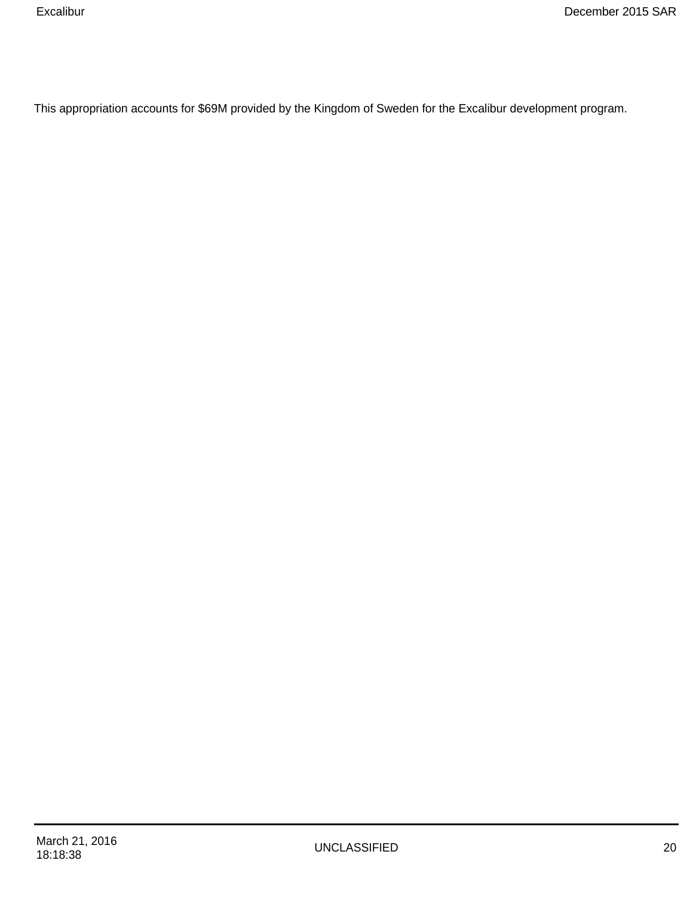This appropriation accounts for $69M provided by the Kingdom of Sweden for the Excalibur development program.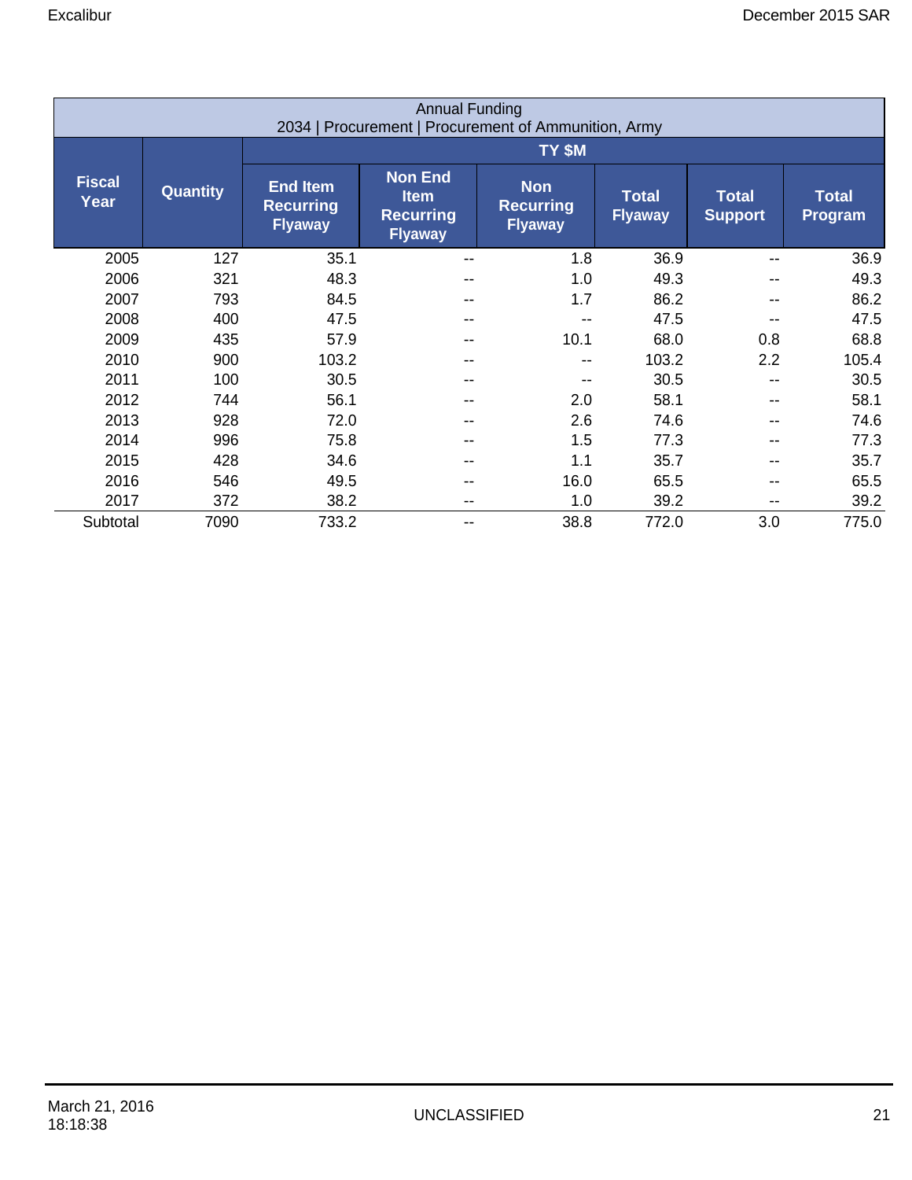| Annual Funding<br>2034 \| Procurement \| Procurement of Ammunition, Army | | | | | | | |
|---|---|---|---|---|---|---|---|
| | | TY $M | | | | | |
| Fiscal Year | Quantity | End Item Recurring Flyaway | Non End Item Recurring Flyaway | Non Recurring Flyaway | Total Flyaway | Total Support | Total Program |
| 2005 | 127 | 35.1 | -- | 1.8 | 36.9 | -- | 36.9 |
| 2006 | 321 | 48.3 | -- | 1.0 | 49.3 | -- | 49.3 |
| 2007 | 793 | 84.5 | -- | 1.7 | 86.2 | -- | 86.2 |
| 2008 | 400 | 47.5 | -- | -- | 47.5 | -- | 47.5 |
| 2009 | 435 | 57.9 | -- | 10.1 | 68.0 | 0.8 | 68.8 |
| 2010 | 900 | 103.2 | -- | -- | 103.2 | 2.2 | 105.4 |
| 2011 | 100 | 30.5 | -- | -- | 30.5 | -- | 30.5 |
| 2012 | 744 | 56.1 | -- | 2.0 | 58.1 | -- | 58.1 |
| 2013 | 928 | 72.0 | -- | 2.6 | 74.6 | -- | 74.6 |
| 2014 | 996 | 75.8 | -- | 1.5 | 77.3 | -- | 77.3 |
| 2015 | 428 | 34.6 | -- | 1.1 | 35.7 | -- | 35.7 |
| 2016 | 546 | 49.5 | -- | 16.0 | 65.5 | -- | 65.5 |
| 2017 | 372 | 38.2 | -- | 1.0 | 39.2 | -- | 39.2 |
| Subtotal | 7090 | 733.2 | -- | 38.8 | 772.0 | 3.0 | 775.0 |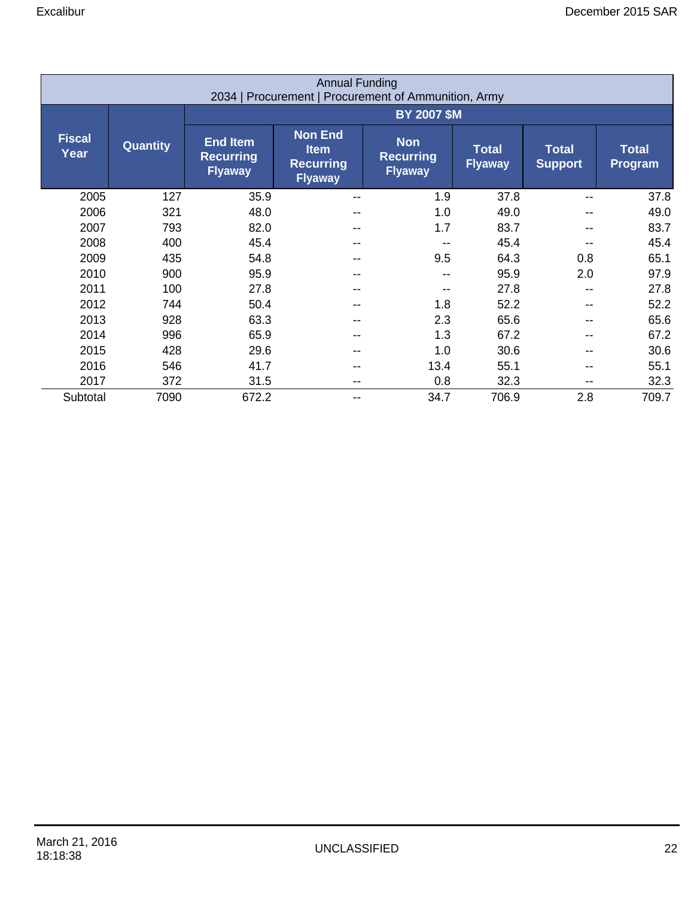| Annual Funding<br>2034 \| Procurement \| Procurement of Ammunition, Army | | | | | | | |
|---|---|---|---|---|---|---|---|
| | | BY 2007 $M | | | | | |
| Fiscal Year | Quantity | End Item Recurring Flyaway | Non End Item Recurring Flyaway | Non Recurring Flyaway | Total Flyaway | Total Support | Total Program |
| 2005 | 127 | 35.9 | -- | 1.9 | 37.8 | -- | 37.8 |
| 2006 | 321 | 48.0 | -- | 1.0 | 49.0 | -- | 49.0 |
| 2007 | 793 | 82.0 | -- | 1.7 | 83.7 | -- | 83.7 |
| 2008 | 400 | 45.4 | -- | -- | 45.4 | -- | 45.4 |
| 2009 | 435 | 54.8 | -- | 9.5 | 64.3 | 0.8 | 65.1 |
| 2010 | 900 | 95.9 | -- | -- | 95.9 | 2.0 | 97.9 |
| 2011 | 100 | 27.8 | -- | -- | 27.8 | -- | 27.8 |
| 2012 | 744 | 50.4 | -- | 1.8 | 52.2 | -- | 52.2 |
| 2013 | 928 | 63.3 | -- | 2.3 | 65.6 | -- | 65.6 |
| 2014 | 996 | 65.9 | -- | 1.3 | 67.2 | -- | 67.2 |
| 2015 | 428 | 29.6 | -- | 1.0 | 30.6 | -- | 30.6 |
| 2016 | 546 | 41.7 | -- | 13.4 | 55.1 | -- | 55.1 |
| 2017 | 372 | 31.5 | -- | 0.8 | 32.3 | -- | 32.3 |
| Subtotal | 7090 | 672.2 | -- | 34.7 | 706.9 | 2.8 | 709.7 |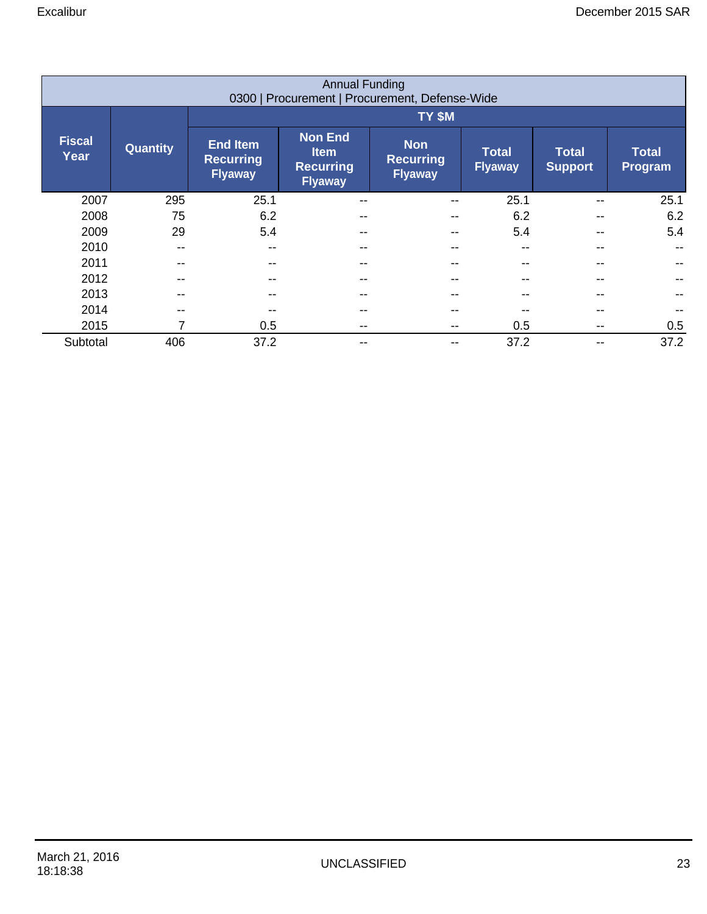| Annual Funding<br>0300 \| Procurement \| Procurement, Defense-Wide | | | | | | | |
|---|---|---|---|---|---|---|---|
| | | TY $M | | | | | |
| Fiscal Year | Quantity | End Item Recurring Flyaway | Non End Item Recurring Flyaway | Non Recurring Flyaway | Total Flyaway | Total Support | Total Program |
| 2007 | 295 | 25.1 | -- | -- | 25.1 | -- | 25.1 |
| 2008 | 75 | 6.2 | -- | -- | 6.2 | -- | 6.2 |
| 2009 | 29 | 5.4 | -- | -- | 5.4 | -- | 5.4 |
| 2010 | -- | -- | -- | -- | -- | -- | -- |
| 2011 | -- | -- | -- | -- | -- | -- | -- |
| 2012 | -- | -- | -- | -- | -- | -- | -- |
| 2013 | -- | -- | -- | -- | -- | -- | -- |
| 2014 | -- | -- | -- | -- | -- | -- | -- |
| 2015 | 7 | 0.5 | -- | -- | 0.5 | -- | 0.5 |
| Subtotal | 406 | 37.2 | -- | -- | 37.2 | -- | 37.2 |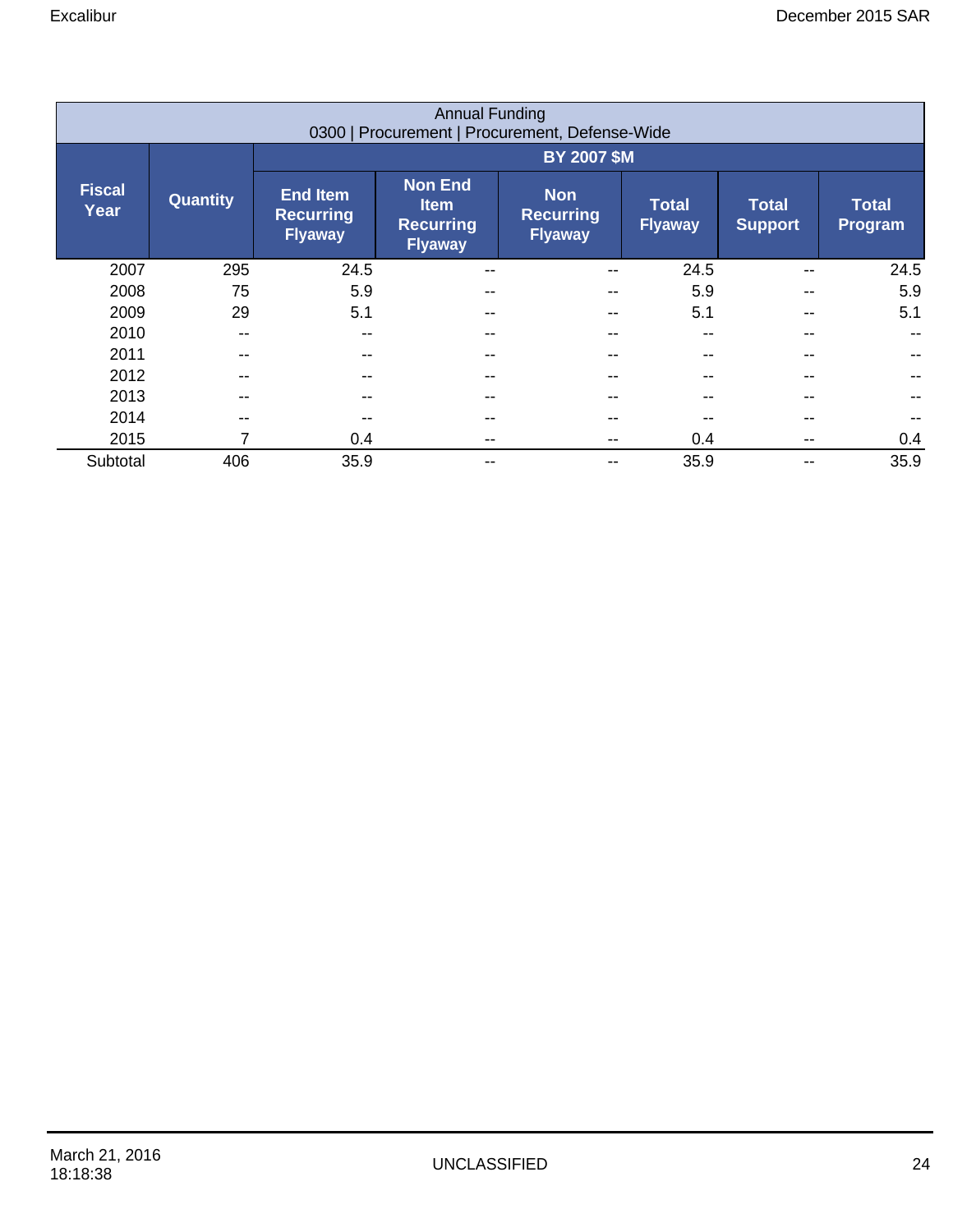| Annual Funding<br>0300 \| Procurement \| Procurement, Defense-Wide | | | | | | | |
|---|---|---|---|---|---|---|---|
| | | BY 2007 $M | | | | | |
| Fiscal Year | Quantity | End Item Recurring Flyaway | Non End Item Recurring Flyaway | Non Recurring Flyaway | Total Flyaway | Total Support | Total Program |
| 2007 | 295 | 24.5 | -- | -- | 24.5 | -- | 24.5 |
| 2008 | 75 | 5.9 | -- | -- | 5.9 | -- | 5.9 |
| 2009 | 29 | 5.1 | -- | -- | 5.1 | -- | 5.1 |
| 2010 | -- | -- | -- | -- | -- | -- | -- |
| 2011 | -- | -- | -- | -- | -- | -- | -- |
| 2012 | -- | -- | -- | -- | -- | -- | -- |
| 2013 | -- | -- | -- | -- | -- | -- | -- |
| 2014 | -- | -- | -- | -- | -- | -- | -- |
| 2015 | 7 | 0.4 | -- | -- | 0.4 | -- | 0.4 |
| Subtotal | 406 | 35.9 | -- | -- | 35.9 | -- | 35.9 |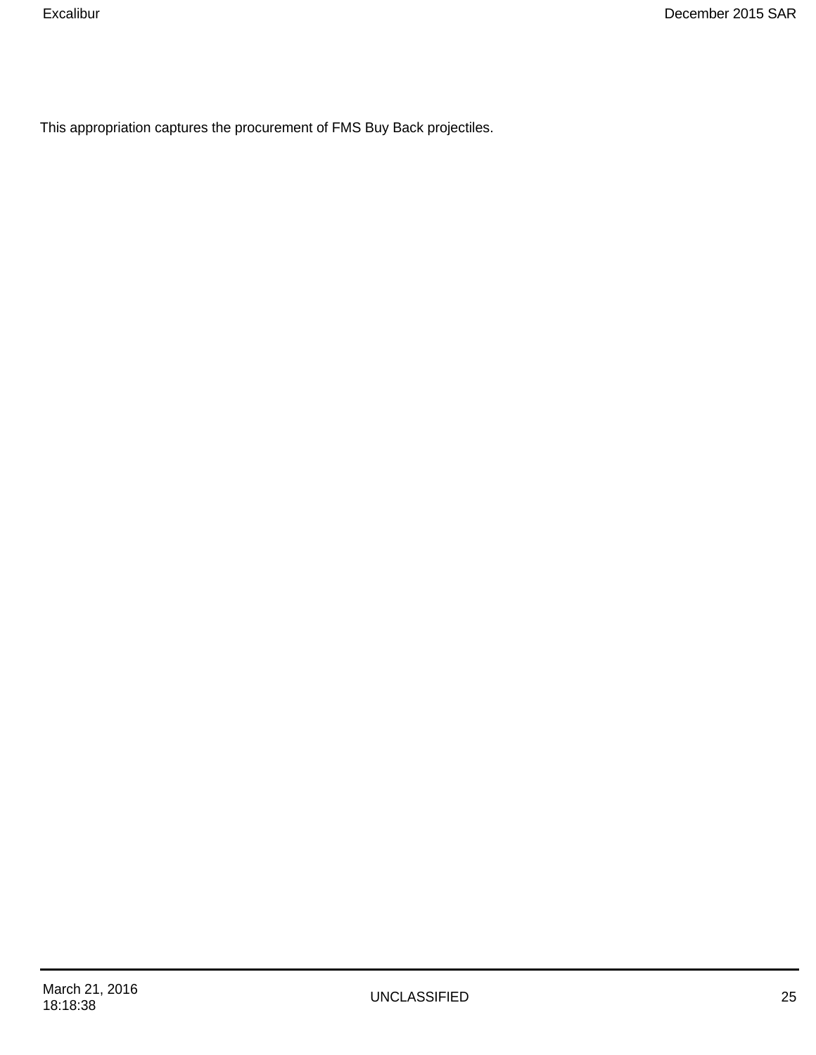This appropriation captures the procurement of FMS Buy Back projectiles.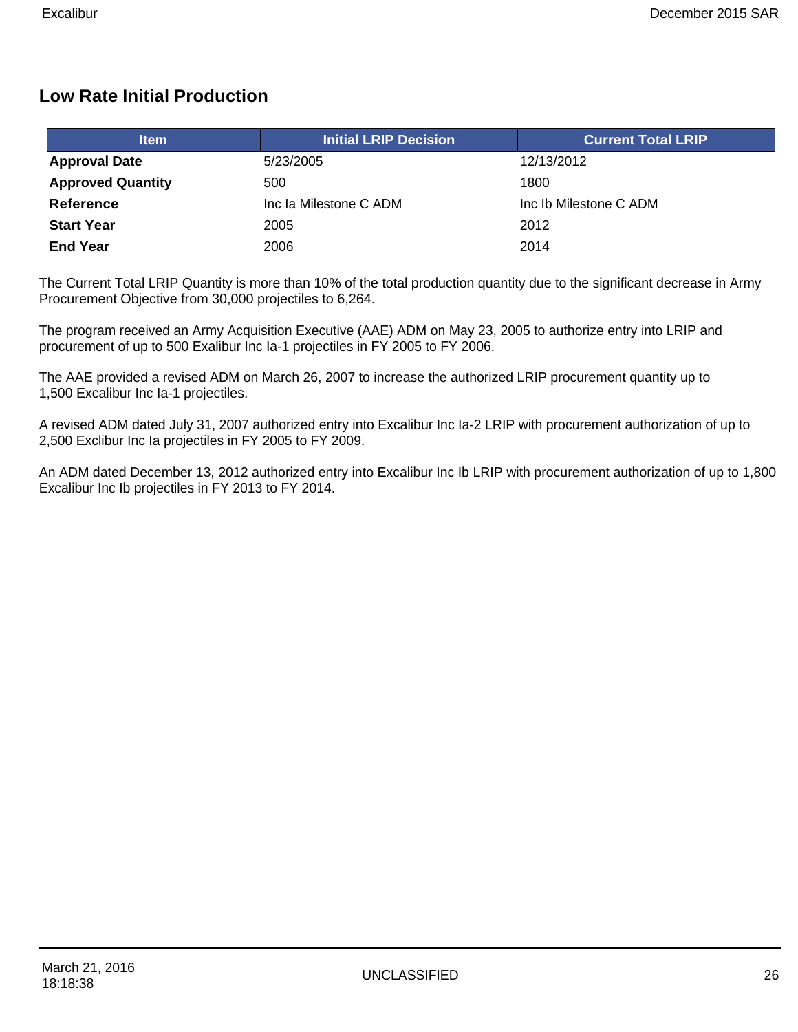## Low Rate Initial Production

| Item | Initial LRIP Decision | Current Total LRIP |
|---|---|---|
| **Approval Date** | 5/23/2005 | 12/13/2012 |
| **Approved Quantity** | 500 | 1800 |
| **Reference** | Inc Ia Milestone C ADM | Inc Ib Milestone C ADM |
| **Start Year** | 2005 | 2012 |
| **End Year** | 2006 | 2014 |

The Current Total LRIP Quantity is more than 10% of the total production quantity due to the significant decrease in Army Procurement Objective from 30,000 projectiles to 6,264.

The program received an Army Acquisition Executive (AAE) ADM on May 23, 2005 to authorize entry into LRIP and procurement of up to 500 Exalibur Inc Ia-1 projectiles in FY 2005 to FY 2006.

The AAE provided a revised ADM on March 26, 2007 to increase the authorized LRIP procurement quantity up to 1,500 Excalibur Inc Ia-1 projectiles.

A revised ADM dated July 31, 2007 authorized entry into Excalibur Inc Ia-2 LRIP with procurement authorization of up to 2,500 Exclibur Inc Ia projectiles in FY 2005 to FY 2009.

An ADM dated December 13, 2012 authorized entry into Excalibur Inc Ib LRIP with procurement authorization of up to 1,800 Excalibur Inc Ib projectiles in FY 2013 to FY 2014.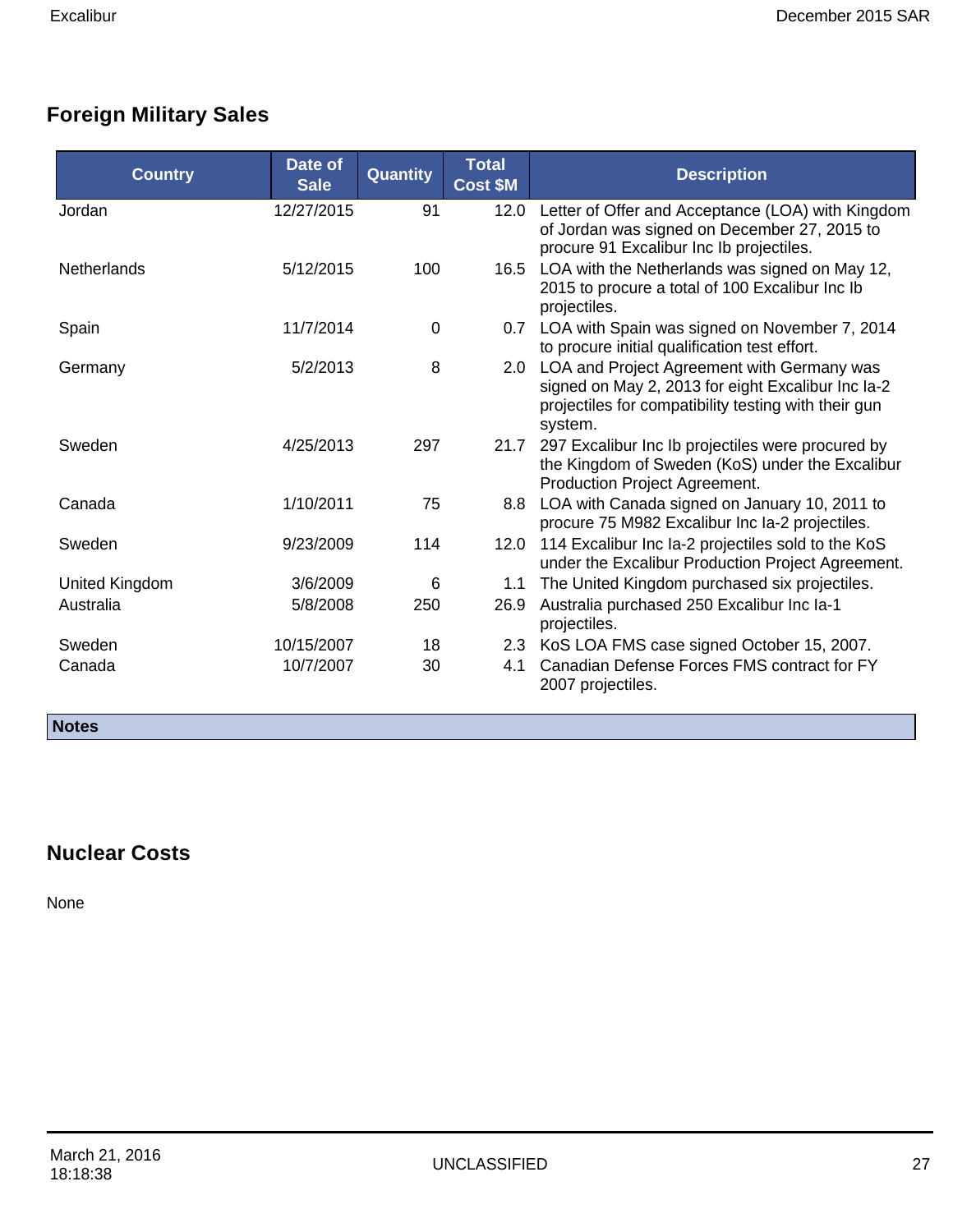## Foreign Military Sales

| Country | Date of Sale | Quantity | Total Cost $M | Description |
|---|---|---|---|---|
| Jordan | 12/27/2015 | 91 | 12.0 | Letter of Offer and Acceptance (LOA) with Kingdom of Jordan was signed on December 27, 2015 to procure 91 Excalibur Inc Ib projectiles. |
| Netherlands | 5/12/2015 | 100 | 16.5 | LOA with the Netherlands was signed on May 12, 2015 to procure a total of 100 Excalibur Inc Ib projectiles. |
| Spain | 11/7/2014 | 0 | 0.7 | LOA with Spain was signed on November 7, 2014 to procure initial qualification test effort. |
| Germany | 5/2/2013 | 8 | 2.0 | LOA and Project Agreement with Germany was signed on May 2, 2013 for eight Excalibur Inc Ia-2 projectiles for compatibility testing with their gun system. |
| Sweden | 4/25/2013 | 297 | 21.7 | 297 Excalibur Inc Ib projectiles were procured by the Kingdom of Sweden (KoS) under the Excalibur Production Project Agreement. |
| Canada | 1/10/2011 | 75 | 8.8 | LOA with Canada signed on January 10, 2011 to procure 75 M982 Excalibur Inc Ia-2 projectiles. |
| Sweden | 9/23/2009 | 114 | 12.0 | 114 Excalibur Inc Ia-2 projectiles sold to the KoS under the Excalibur Production Project Agreement. |
| United Kingdom | 3/6/2009 | 6 | 1.1 | The United Kingdom purchased six projectiles. |
| Australia | 5/8/2008 | 250 | 26.9 | Australia purchased 250 Excalibur Inc Ia-1 projectiles. |
| Sweden | 10/15/2007 | 18 | 2.3 | KoS LOA FMS case signed October 15, 2007. |
| Canada | 10/7/2007 | 30 | 4.1 | Canadian Defense Forces FMS contract for FY 2007 projectiles. |

**Notes**

## Nuclear Costs

None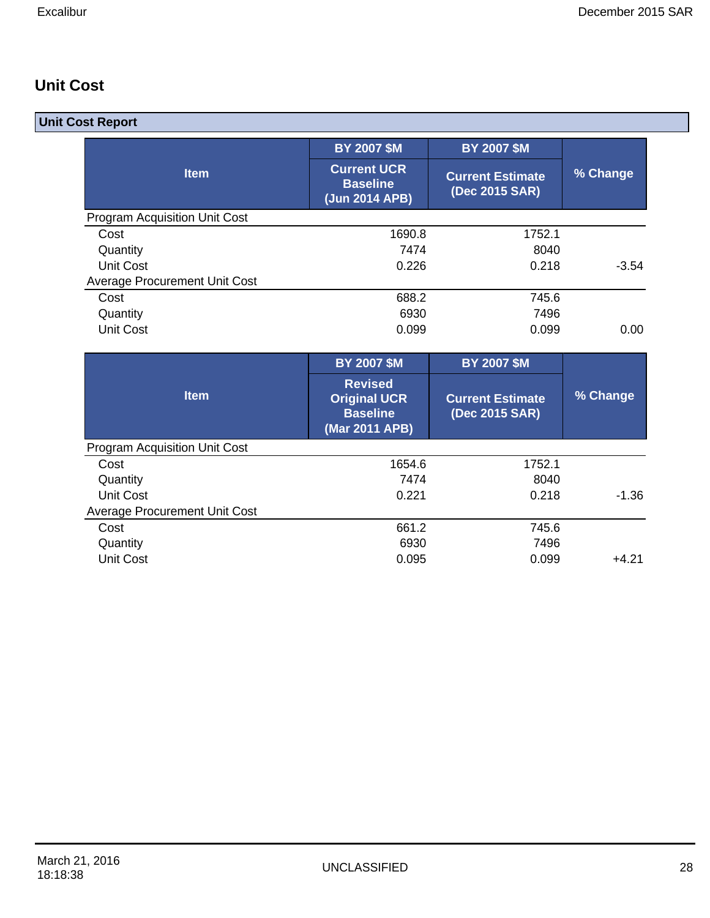## Unit Cost

**Unit Cost Report**

| Item | BY 2007 $M | BY 2007 $M | % Change |
|---|---|---|---|
| | Current UCR Baseline (Jun 2014 APB) | Current Estimate (Dec 2015 SAR) | |
| Program Acquisition Unit Cost | | | |
| Cost | 1690.8 | 1752.1 | |
| Quantity | 7474 | 8040 | |
| Unit Cost | 0.226 | 0.218 | -3.54 |
| Average Procurement Unit Cost | | | |
| Cost | 688.2 | 745.6 | |
| Quantity | 6930 | 7496 | |
| Unit Cost | 0.099 | 0.099 | 0.00 |

| Item | BY 2007 $M | BY 2007 $M | % Change |
|---|---|---|---|
| | Revised Original UCR Baseline (Mar 2011 APB) | Current Estimate (Dec 2015 SAR) | |
| Program Acquisition Unit Cost | | | |
| Cost | 1654.6 | 1752.1 | |
| Quantity | 7474 | 8040 | |
| Unit Cost | 0.221 | 0.218 | -1.36 |
| Average Procurement Unit Cost | | | |
| Cost | 661.2 | 745.6 | |
| Quantity | 6930 | 7496 | |
| Unit Cost | 0.095 | 0.099 | +4.21 |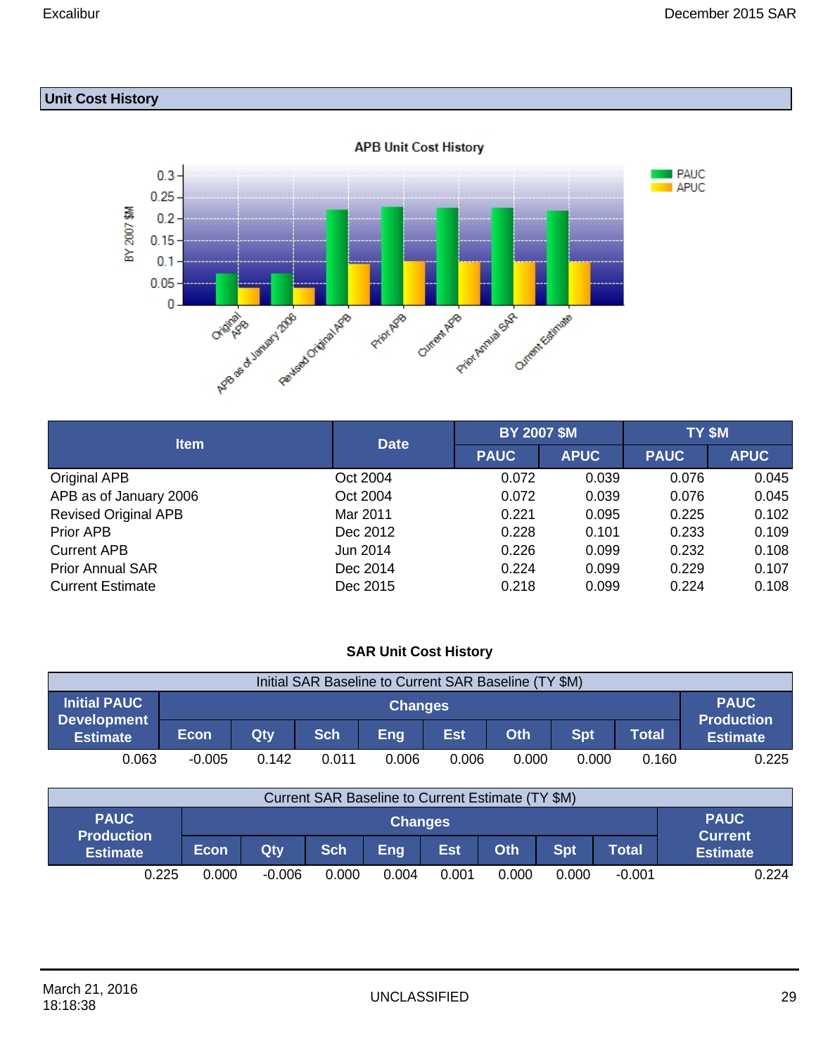## Unit Cost History

| Item | Date | BY 2007 $M | | TY $M | |
|---|---|---|---|---|---|
| | | PAUC | APUC | PAUC | APUC |
| Original APB | Oct 2004 | 0.072 | 0.039 | 0.076 | 0.045 |
| APB as of January 2006 | Oct 2004 | 0.072 | 0.039 | 0.076 | 0.045 |
| Revised Original APB | Mar 2011 | 0.221 | 0.095 | 0.225 | 0.102 |
| Prior APB | Dec 2012 | 0.228 | 0.101 | 0.233 | 0.109 |
| Current APB | Jun 2014 | 0.226 | 0.099 | 0.232 | 0.108 |
| Prior Annual SAR | Dec 2014 | 0.224 | 0.099 | 0.229 | 0.107 |
| Current Estimate | Dec 2015 | 0.218 | 0.099 | 0.224 | 0.108 |

### SAR Unit Cost History

**Initial SAR Baseline to Current SAR Baseline (TY $M)**

| Initial PAUC Development Estimate | Changes | | | | | | | | PAUC Production Estimate |
|---|---|---|---|---|---|---|---|---|---|
| | Econ | Qty | Sch | Eng | Est | Oth | Spt | Total | |
| 0.063 | -0.005 | 0.142 | 0.011 | 0.006 | 0.006 | 0.000 | 0.000 | 0.160 | 0.225 |

**Current SAR Baseline to Current Estimate (TY $M)**

| PAUC Production Estimate | Changes | | | | | | | | PAUC Current Estimate |
|---|---|---|---|---|---|---|---|---|---|
| | Econ | Qty | Sch | Eng | Est | Oth | Spt | Total | |
| 0.225 | 0.000 | -0.006 | 0.000 | 0.004 | 0.001 | 0.000 | 0.000 | -0.001 | 0.224 |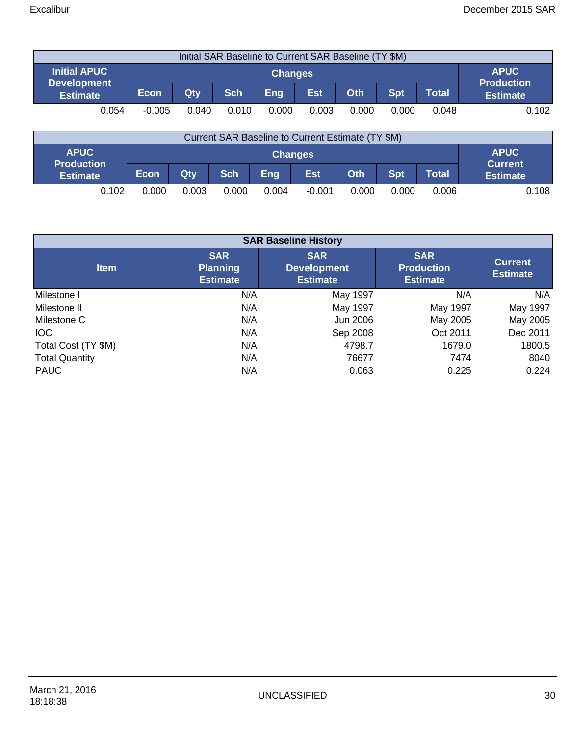| Initial SAR Baseline to Current SAR Baseline (TY $M) | | | | | | | | | |
|---|---|---|---|---|---|---|---|---|---|
| Initial APUC Development Estimate | Changes | | | | | | | | APUC Production Estimate |
| | Econ | Qty | Sch | Eng | Est | Oth | Spt | Total | |
| 0.054 | -0.005 | 0.040 | 0.010 | 0.000 | 0.003 | 0.000 | 0.000 | 0.048 | 0.102 |

| Current SAR Baseline to Current Estimate (TY $M) | | | | | | | | | |
|---|---|---|---|---|---|---|---|---|---|
| APUC Production Estimate | Changes | | | | | | | | APUC Current Estimate |
| | Econ | Qty | Sch | Eng | Est | Oth | Spt | Total | |
| 0.102 | 0.000 | 0.003 | 0.000 | 0.004 | -0.001 | 0.000 | 0.000 | 0.006 | 0.108 |

| SAR Baseline History | | | | |
|---|---|---|---|---|
| Item | SAR Planning Estimate | SAR Development Estimate | SAR Production Estimate | Current Estimate |
| Milestone I | N/A | May 1997 | N/A | N/A |
| Milestone II | N/A | May 1997 | May 1997 | May 1997 |
| Milestone C | N/A | Jun 2006 | May 2005 | May 2005 |
| IOC | N/A | Sep 2008 | Oct 2011 | Dec 2011 |
| Total Cost (TY $M) | N/A | 4798.7 | 1679.0 | 1800.5 |
| Total Quantity | N/A | 76677 | 7474 | 8040 |
| PAUC | N/A | 0.063 | 0.225 | 0.224 |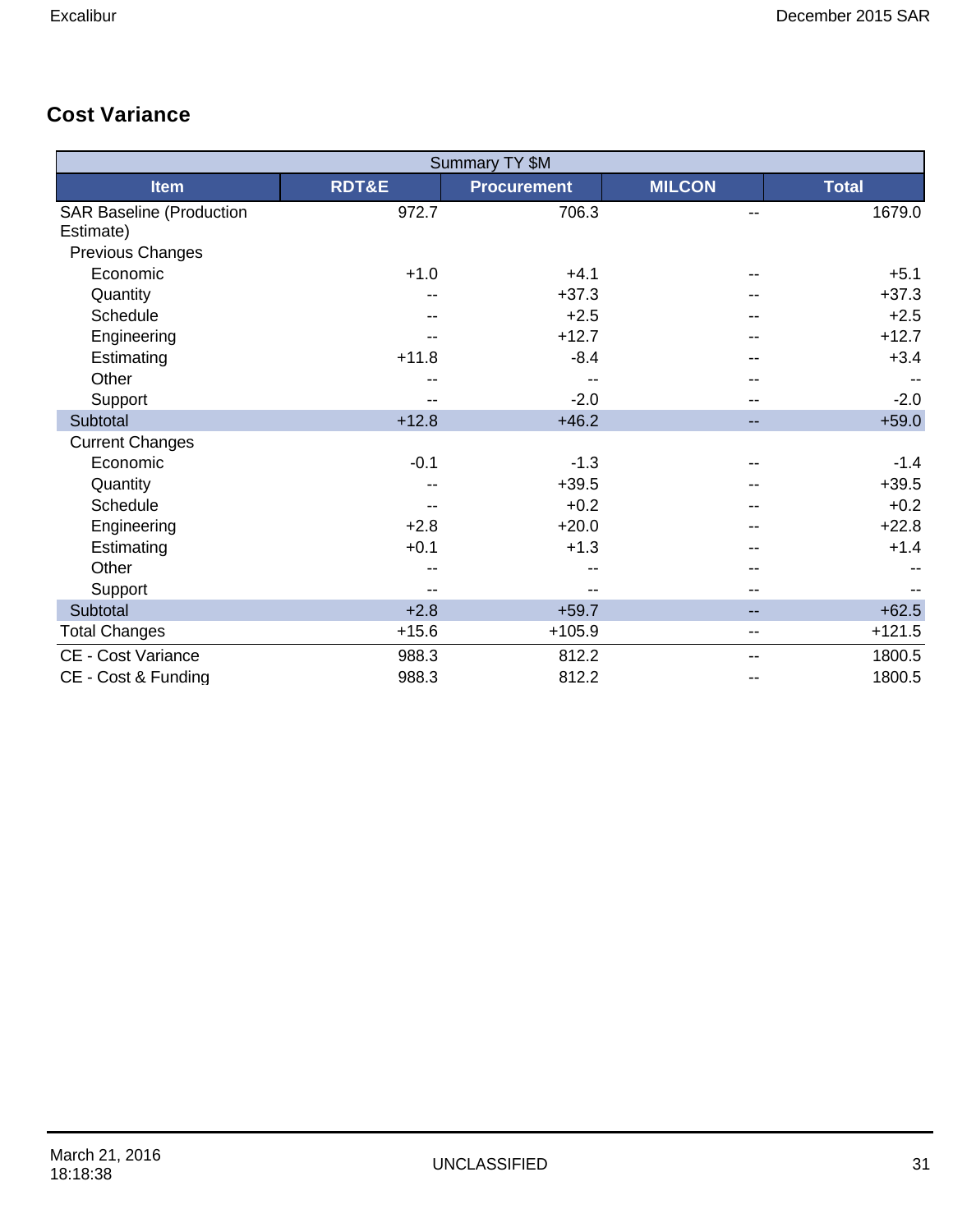## Cost Variance

| Summary TY $M | | | | |
|---|---|---|---|---|
| **Item** | **RDT&E** | **Procurement** | **MILCON** | **Total** |
| SAR Baseline (Production Estimate) | 972.7 | 706.3 | -- | 1679.0 |
| Previous Changes | | | | |
| Economic | +1.0 | +4.1 | -- | +5.1 |
| Quantity | -- | +37.3 | -- | +37.3 |
| Schedule | -- | +2.5 | -- | +2.5 |
| Engineering | -- | +12.7 | -- | +12.7 |
| Estimating | +11.8 | -8.4 | -- | +3.4 |
| Other | -- | -- | -- | -- |
| Support | -- | -2.0 | -- | -2.0 |
| Subtotal | +12.8 | +46.2 | -- | +59.0 |
| Current Changes | | | | |
| Economic | -0.1 | -1.3 | -- | -1.4 |
| Quantity | -- | +39.5 | -- | +39.5 |
| Schedule | -- | +0.2 | -- | +0.2 |
| Engineering | +2.8 | +20.0 | -- | +22.8 |
| Estimating | +0.1 | +1.3 | -- | +1.4 |
| Other | -- | -- | -- | -- |
| Support | -- | -- | -- | -- |
| Subtotal | +2.8 | +59.7 | -- | +62.5 |
| Total Changes | +15.6 | +105.9 | -- | +121.5 |
| CE - Cost Variance | 988.3 | 812.2 | -- | 1800.5 |
| CE - Cost & Funding | 988.3 | 812.2 | -- | 1800.5 |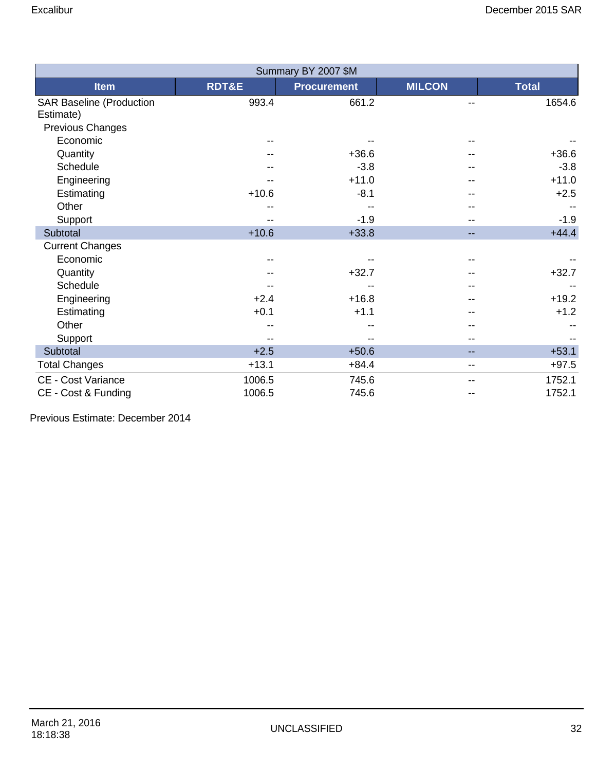| Summary BY 2007 $M | | | | |
|---|---|---|---|---|
| Item | RDT&E | Procurement | MILCON | Total |
| SAR Baseline (Production Estimate) | 993.4 | 661.2 | -- | 1654.6 |
| Previous Changes | | | | |
| Economic | -- | -- | -- | -- |
| Quantity | -- | +36.6 | -- | +36.6 |
| Schedule | -- | -3.8 | -- | -3.8 |
| Engineering | -- | +11.0 | -- | +11.0 |
| Estimating | +10.6 | -8.1 | -- | +2.5 |
| Other | -- | -- | -- | -- |
| Support | -- | -1.9 | -- | -1.9 |
| Subtotal | +10.6 | +33.8 | -- | +44.4 |
| Current Changes | | | | |
| Economic | -- | -- | -- | -- |
| Quantity | -- | +32.7 | -- | +32.7 |
| Schedule | -- | -- | -- | -- |
| Engineering | +2.4 | +16.8 | -- | +19.2 |
| Estimating | +0.1 | +1.1 | -- | +1.2 |
| Other | -- | -- | -- | -- |
| Support | -- | -- | -- | -- |
| Subtotal | +2.5 | +50.6 | -- | +53.1 |
| Total Changes | +13.1 | +84.4 | -- | +97.5 |
| CE - Cost Variance | 1006.5 | 745.6 | -- | 1752.1 |
| CE - Cost & Funding | 1006.5 | 745.6 | -- | 1752.1 |

Previous Estimate: December 2014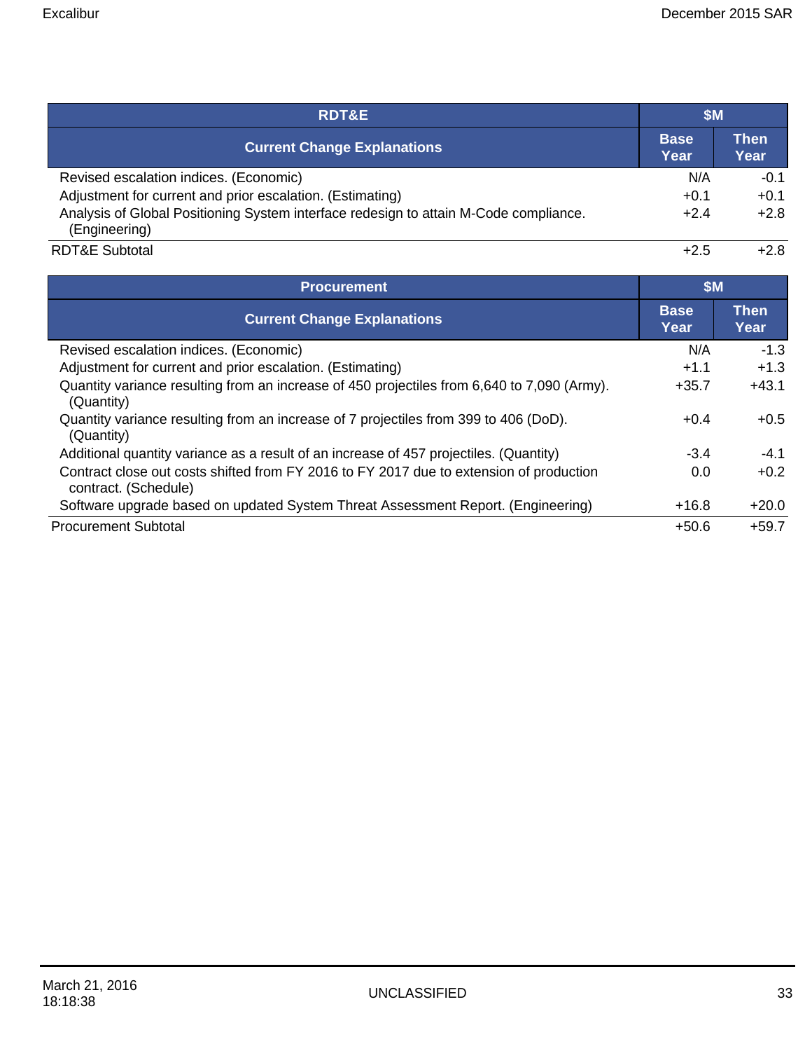| RDT&E | $M | |
|---|---|---|
| Current Change Explanations | Base Year | Then Year |
| Revised escalation indices. (Economic) | N/A | -0.1 |
| Adjustment for current and prior escalation. (Estimating) | +0.1 | +0.1 |
| Analysis of Global Positioning System interface redesign to attain M-Code compliance. (Engineering) | +2.4 | +2.8 |
| RDT&E Subtotal | +2.5 | +2.8 |

| Procurement | $M | |
|---|---|---|
| Current Change Explanations | Base Year | Then Year |
| Revised escalation indices. (Economic) | N/A | -1.3 |
| Adjustment for current and prior escalation. (Estimating) | +1.1 | +1.3 |
| Quantity variance resulting from an increase of 450 projectiles from 6,640 to 7,090 (Army). (Quantity) | +35.7 | +43.1 |
| Quantity variance resulting from an increase of 7 projectiles from 399 to 406 (DoD). (Quantity) | +0.4 | +0.5 |
| Additional quantity variance as a result of an increase of 457 projectiles. (Quantity) | -3.4 | -4.1 |
| Contract close out costs shifted from FY 2016 to FY 2017 due to extension of production contract. (Schedule) | 0.0 | +0.2 |
| Software upgrade based on updated System Threat Assessment Report. (Engineering) | +16.8 | +20.0 |
| Procurement Subtotal | +50.6 | +59.7 |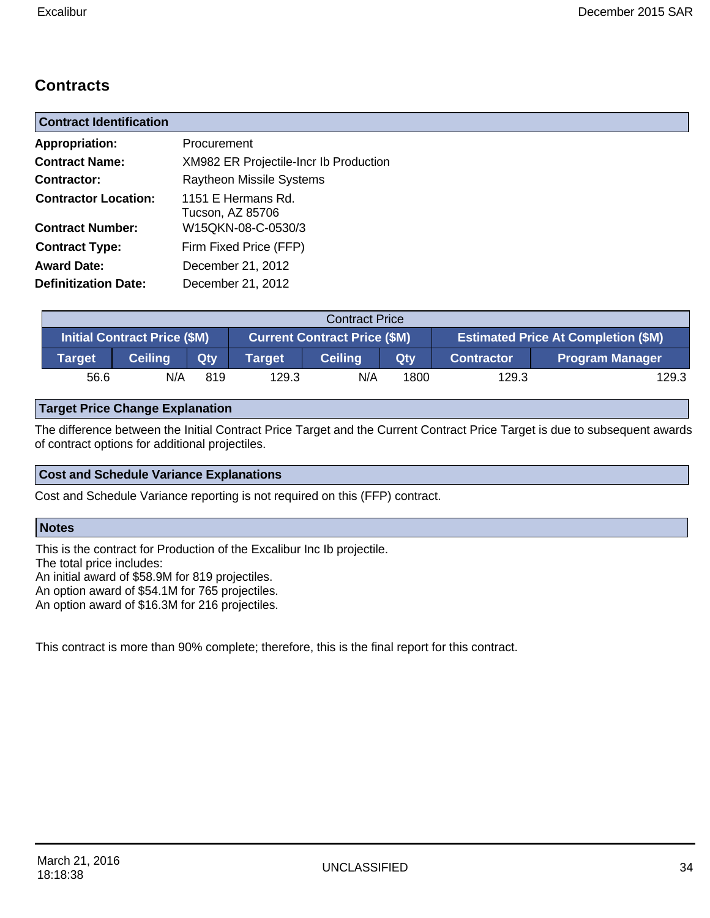## Contracts

| Contract Identification | |
|---|---|
| **Appropriation:** | Procurement |
| **Contract Name:** | XM982 ER Projectile-Incr Ib Production |
| **Contractor:** | Raytheon Missile Systems |
| **Contractor Location:** | 1151 E Hermans Rd.<br>Tucson, AZ 85706 |
| **Contract Number:** | W15QKN-08-C-0530/3 |
| **Contract Type:** | Firm Fixed Price (FFP) |
| **Award Date:** | December 21, 2012 |
| **Definitization Date:** | December 21, 2012 |

| Contract Price | | | | | | | |
|---|---|---|---|---|---|---|---|
| Initial Contract Price ($M) | | | Current Contract Price ($M) | | | Estimated Price At Completion ($M) | |
| Target | Ceiling | Qty | Target | Ceiling | Qty | Contractor | Program Manager |
| 56.6 | N/A | 819 | 129.3 | N/A | 1800 | 129.3 | 129.3 |

### Target Price Change Explanation

The difference between the Initial Contract Price Target and the Current Contract Price Target is due to subsequent awards of contract options for additional projectiles.

### Cost and Schedule Variance Explanations

Cost and Schedule Variance reporting is not required on this (FFP) contract.

### Notes

This is the contract for Production of the Excalibur Inc Ib projectile.
The total price includes:
An initial award of $58.9M for 819 projectiles.
An option award of $54.1M for 765 projectiles.
An option award of $16.3M for 216 projectiles.

This contract is more than 90% complete; therefore, this is the final report for this contract.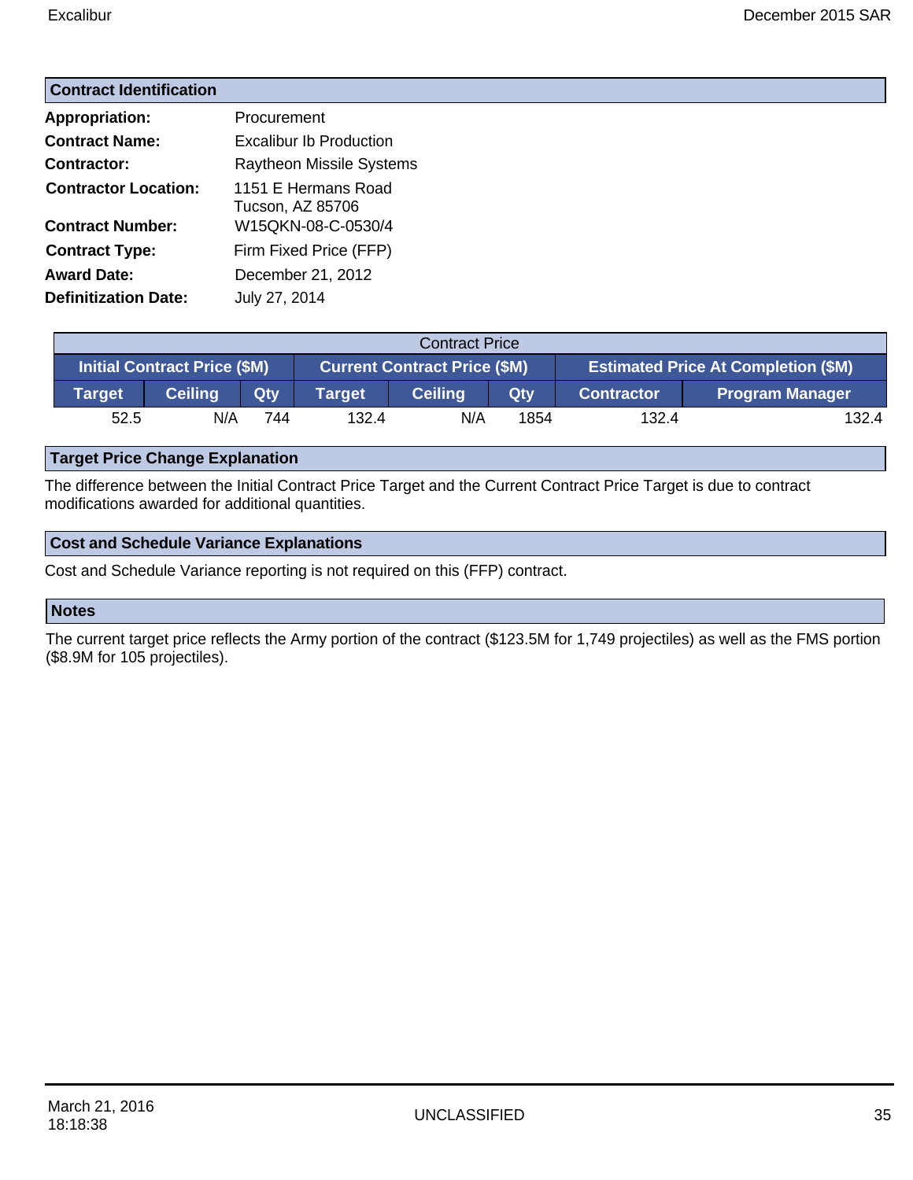## Contract Identification

**Appropriation:** Procurement

**Contract Name:** Excalibur Ib Production

**Contractor:** Raytheon Missile Systems

**Contractor Location:** 1151 E Hermans Road
Tucson, AZ 85706

**Contract Number:** W15QKN-08-C-0530/4

**Contract Type:** Firm Fixed Price (FFP)

**Award Date:** December 21, 2012

**Definitization Date:** July 27, 2014

| Contract Price | | | | | | | |
|---|---|---|---|---|---|---|---|
| Initial Contract Price ($M) | | | Current Contract Price ($M) | | | Estimated Price At Completion ($M) | |
| Target | Ceiling | Qty | Target | Ceiling | Qty | Contractor | Program Manager |
| 52.5 | N/A | 744 | 132.4 | N/A | 1854 | 132.4 | 132.4 |

## Target Price Change Explanation

The difference between the Initial Contract Price Target and the Current Contract Price Target is due to contract modifications awarded for additional quantities.

## Cost and Schedule Variance Explanations

Cost and Schedule Variance reporting is not required on this (FFP) contract.

## Notes

The current target price reflects the Army portion of the contract ($123.5M for 1,749 projectiles) as well as the FMS portion ($8.9M for 105 projectiles).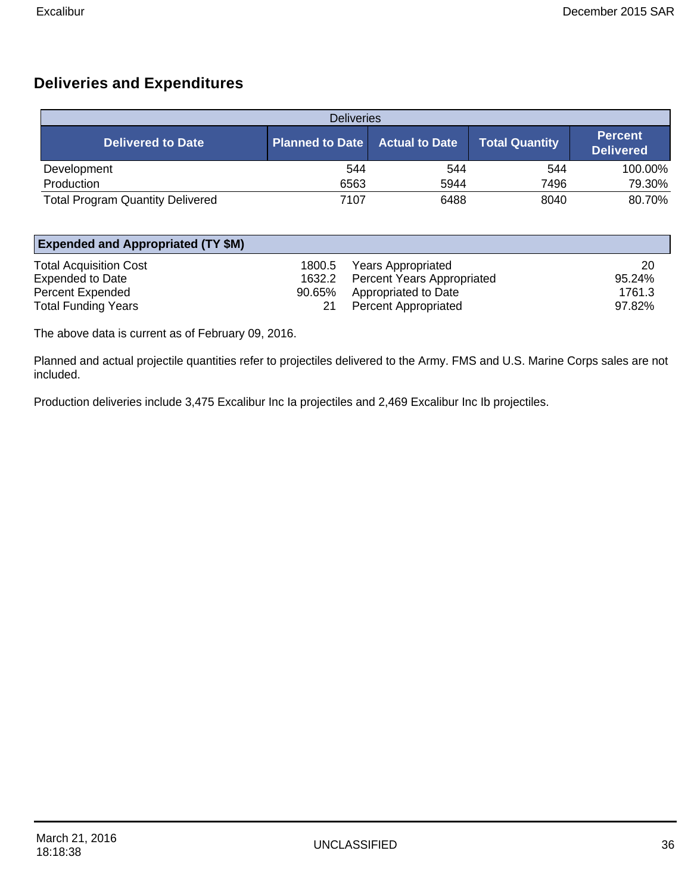## Deliveries and Expenditures

| Deliveries | | | | |
|---|---|---|---|---|
| **Delivered to Date** | **Planned to Date** | **Actual to Date** | **Total Quantity** | **Percent Delivered** |
| Development | 544 | 544 | 544 | 100.00% |
| Production | 6563 | 5944 | 7496 | 79.30% |
| Total Program Quantity Delivered | 7107 | 6488 | 8040 | 80.70% |

| Expended and Appropriated (TY $M) | | | |
|---|---|---|---|
| Total Acquisition Cost | 1800.5 | Years Appropriated | 20 |
| Expended to Date | 1632.2 | Percent Years Appropriated | 95.24% |
| Percent Expended | 90.65% | Appropriated to Date | 1761.3 |
| Total Funding Years | 21 | Percent Appropriated | 97.82% |

The above data is current as of February 09, 2016.

Planned and actual projectile quantities refer to projectiles delivered to the Army. FMS and U.S. Marine Corps sales are not included.

Production deliveries include 3,475 Excalibur Inc Ia projectiles and 2,469 Excalibur Inc Ib projectiles.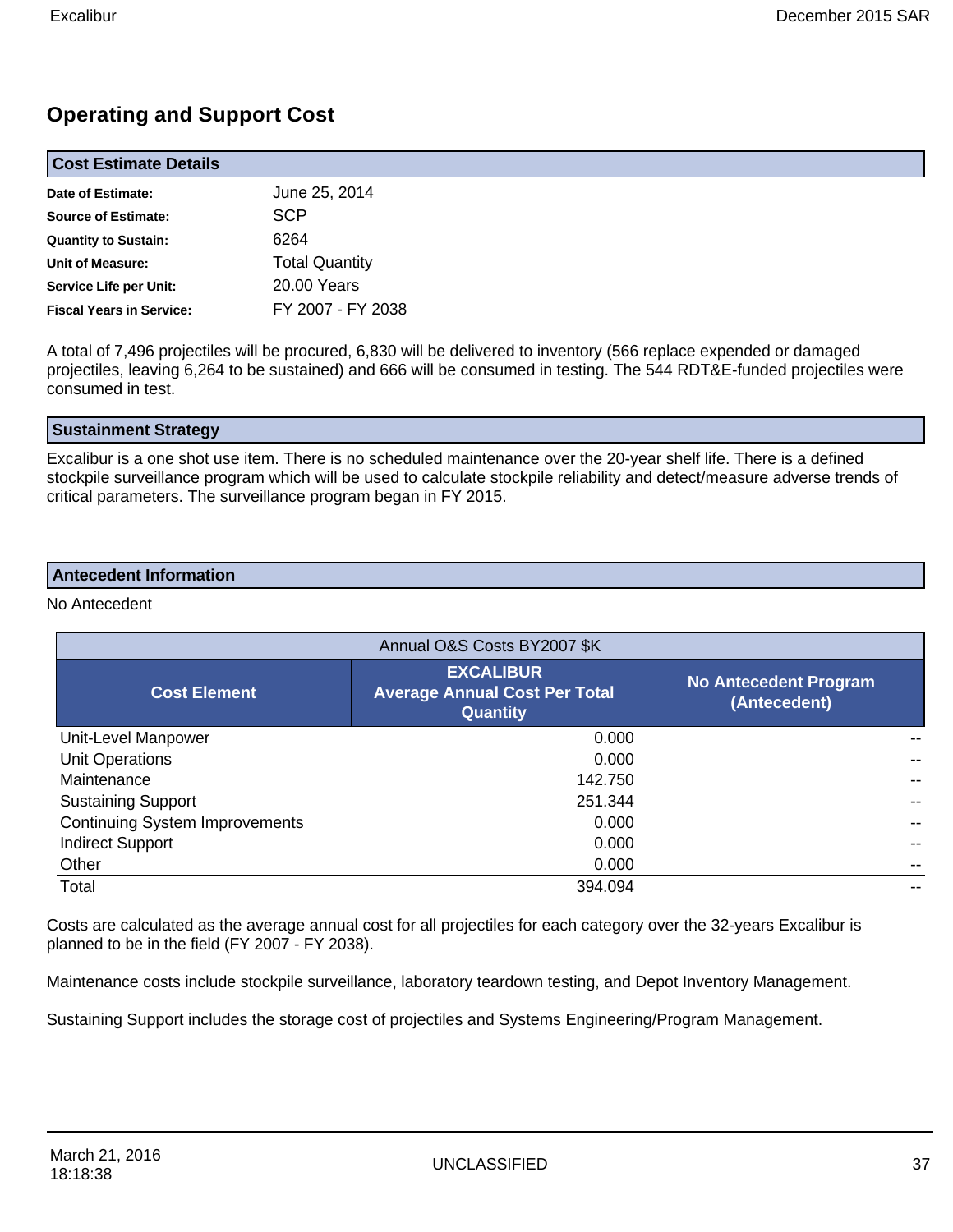## Operating and Support Cost

### Cost Estimate Details

| | |
|---|---|
| **Date of Estimate:** | June 25, 2014 |
| **Source of Estimate:** | SCP |
| **Quantity to Sustain:** | 6264 |
| **Unit of Measure:** | Total Quantity |
| **Service Life per Unit:** | 20.00 Years |
| **Fiscal Years in Service:** | FY 2007 - FY 2038 |

A total of 7,496 projectiles will be procured, 6,830 will be delivered to inventory (566 replace expended or damaged projectiles, leaving 6,264 to be sustained) and 666 will be consumed in testing. The 544 RDT&E-funded projectiles were consumed in test.

### Sustainment Strategy

Excalibur is a one shot use item. There is no scheduled maintenance over the 20-year shelf life. There is a defined stockpile surveillance program which will be used to calculate stockpile reliability and detect/measure adverse trends of critical parameters. The surveillance program began in FY 2015.

### Antecedent Information

No Antecedent

| Annual O&S Costs BY2007 $K | | |
|---|---|---|
| **Cost Element** | **EXCALIBUR Average Annual Cost Per Total Quantity** | **No Antecedent Program (Antecedent)** |
| Unit-Level Manpower | 0.000 | -- |
| Unit Operations | 0.000 | -- |
| Maintenance | 142.750 | -- |
| Sustaining Support | 251.344 | -- |
| Continuing System Improvements | 0.000 | -- |
| Indirect Support | 0.000 | -- |
| Other | 0.000 | -- |
| Total | 394.094 | -- |

Costs are calculated as the average annual cost for all projectiles for each category over the 32-years Excalibur is planned to be in the field (FY 2007 - FY 2038).

Maintenance costs include stockpile surveillance, laboratory teardown testing, and Depot Inventory Management.

Sustaining Support includes the storage cost of projectiles and Systems Engineering/Program Management.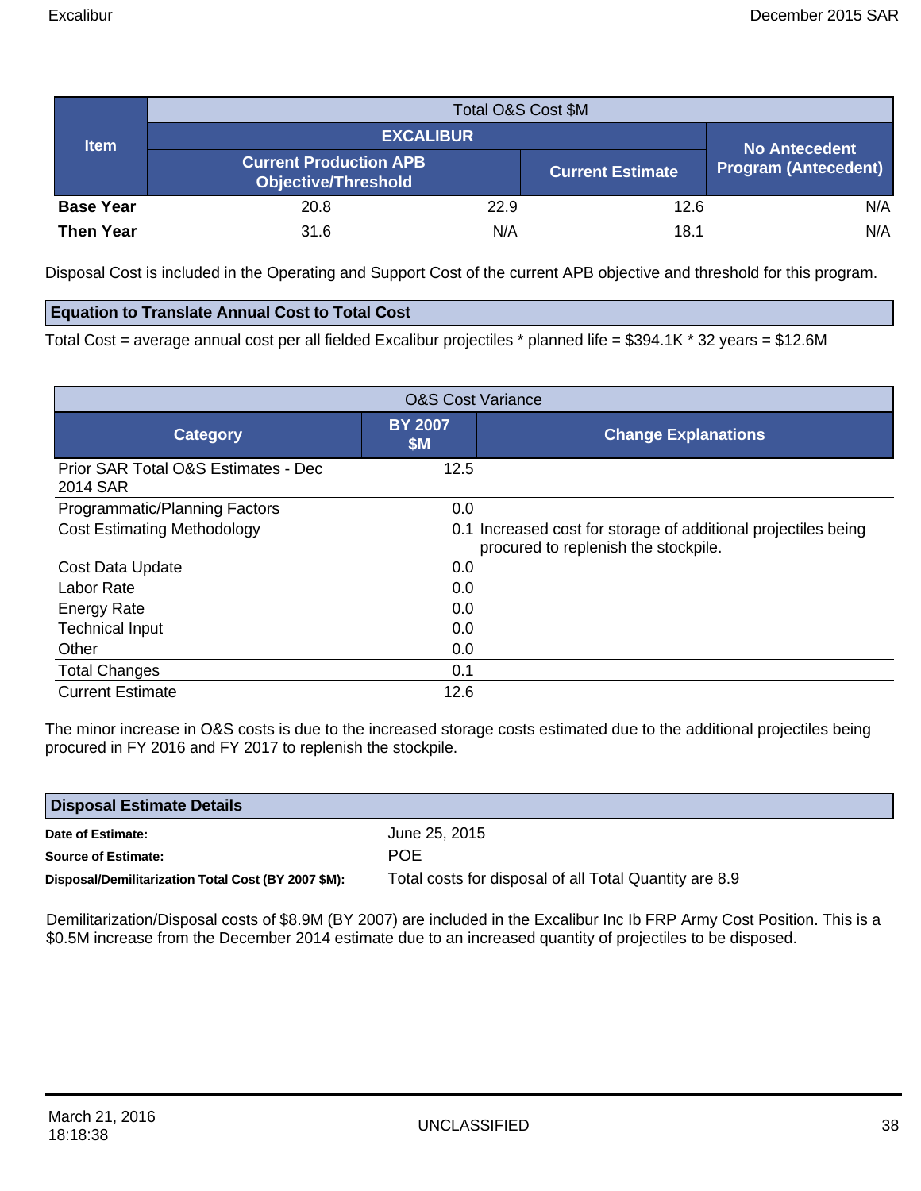| Item | Total O&S Cost $M | | | |
|---|---|---|---|---|
| | EXCALIBUR | | | No Antecedent Program (Antecedent) |
| | Current Production APB Objective/Threshold | | Current Estimate | |
| Base Year | 20.8 | 22.9 | 12.6 | N/A |
| Then Year | 31.6 | N/A | 18.1 | N/A |

Disposal Cost is included in the Operating and Support Cost of the current APB objective and threshold for this program.

## Equation to Translate Annual Cost to Total Cost

Total Cost = average annual cost per all fielded Excalibur projectiles * planned life = $394.1K * 32 years = $12.6M

| O&S Cost Variance | | |
|---|---|---|
| Category | BY 2007 $M | Change Explanations |
| Prior SAR Total O&S Estimates - Dec 2014 SAR | 12.5 | |
| Programmatic/Planning Factors | 0.0 | |
| Cost Estimating Methodology | 0.1 | Increased cost for storage of additional projectiles being procured to replenish the stockpile. |
| Cost Data Update | 0.0 | |
| Labor Rate | 0.0 | |
| Energy Rate | 0.0 | |
| Technical Input | 0.0 | |
| Other | 0.0 | |
| Total Changes | 0.1 | |
| Current Estimate | 12.6 | |

The minor increase in O&S costs is due to the increased storage costs estimated due to the additional projectiles being procured in FY 2016 and FY 2017 to replenish the stockpile.

## Disposal Estimate Details

**Date of Estimate:** June 25, 2015

**Source of Estimate:** POE

**Disposal/Demilitarization Total Cost (BY 2007 $M):** Total costs for disposal of all Total Quantity are 8.9

Demilitarization/Disposal costs of $8.9M (BY 2007) are included in the Excalibur Inc Ib FRP Army Cost Position. This is a $0.5M increase from the December 2014 estimate due to an increased quantity of projectiles to be disposed.